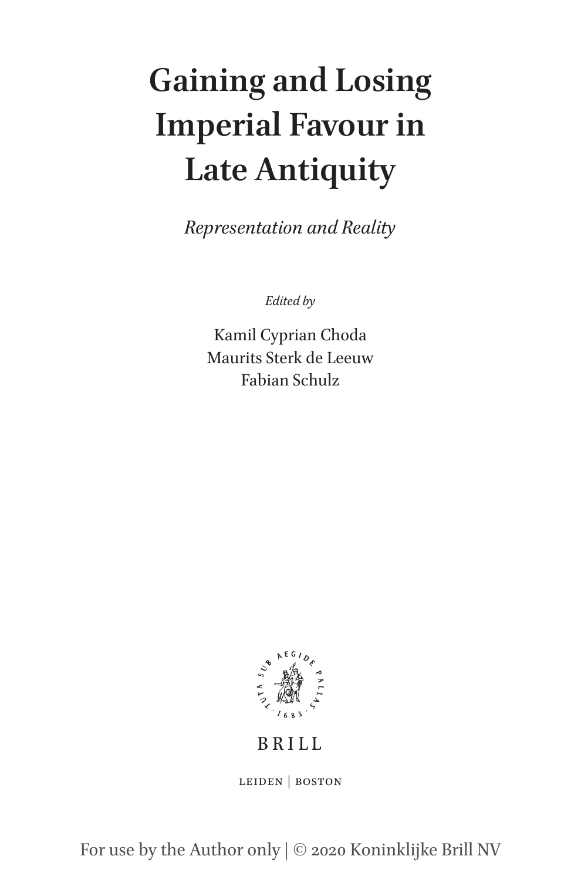# Gaining and Losing Imperial Favour in Late Antiquity

*Representation and Reality*

*Edited by*

Kamil Cyprian Choda
Maurits Sterk de Leeuw
Fabian Schulz

BRILL

LEIDEN | BOSTON

For use by the Author only | © 2020 Koninklijke Brill NV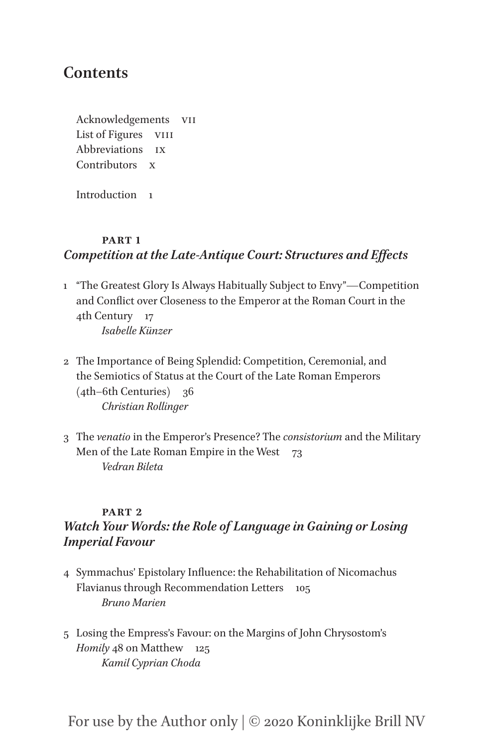# Contents

Acknowledgements VII
List of Figures VIII
Abbreviations IX
Contributors X

Introduction 1

## PART 1
## *Competition at the Late-Antique Court: Structures and Effects*

1 "The Greatest Glory Is Always Habitually Subject to Envy"—Competition and Conflict over Closeness to the Emperor at the Roman Court in the 4th Century 17
*Isabelle Künzer*

2 The Importance of Being Splendid: Competition, Ceremonial, and the Semiotics of Status at the Court of the Late Roman Emperors (4th–6th Centuries) 36
*Christian Rollinger*

3 The *venatio* in the Emperor's Presence? The *consistorium* and the Military Men of the Late Roman Empire in the West 73
*Vedran Bileta*

## PART 2
## *Watch Your Words: the Role of Language in Gaining or Losing Imperial Favour*

4 Symmachus' Epistolary Influence: the Rehabilitation of Nicomachus Flavianus through Recommendation Letters 105
*Bruno Marien*

5 Losing the Empress's Favour: on the Margins of John Chrysostom's *Homily* 48 on Matthew 125
*Kamil Cyprian Choda*

For use by the Author only | © 2020 Koninklijke Brill NV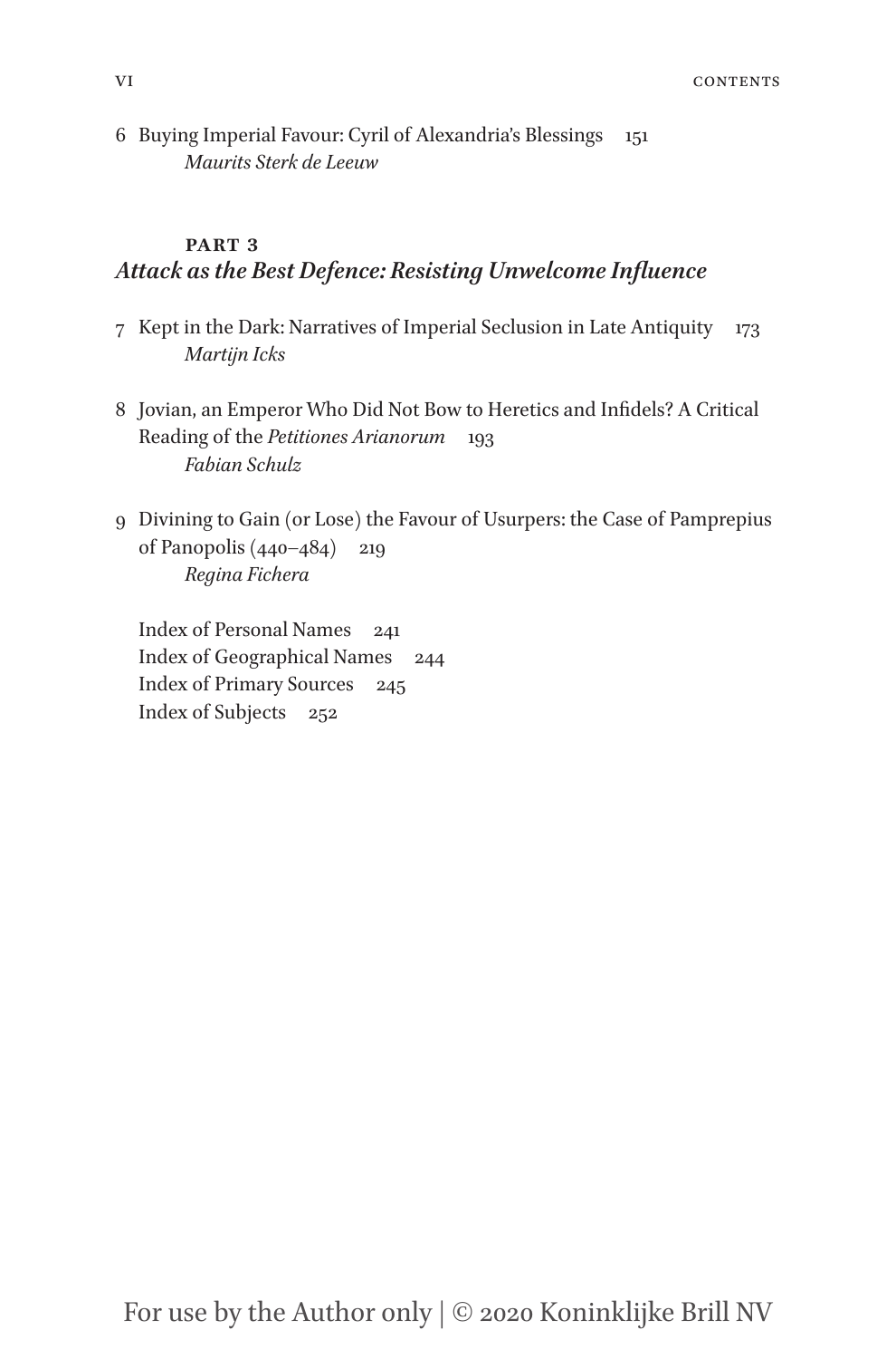6 Buying Imperial Favour: Cyril of Alexandria's Blessings 151
*Maurits Sterk de Leeuw*

## PART 3
## *Attack as the Best Defence: Resisting Unwelcome Influence*

7 Kept in the Dark: Narratives of Imperial Seclusion in Late Antiquity 173
*Martijn Icks*

8 Jovian, an Emperor Who Did Not Bow to Heretics and Infidels? A Critical Reading of the *Petitiones Arianorum* 193
*Fabian Schulz*

9 Divining to Gain (or Lose) the Favour of Usurpers: the Case of Pamprepius of Panopolis (440–484) 219
*Regina Fichera*

Index of Personal Names 241
Index of Geographical Names 244
Index of Primary Sources 245
Index of Subjects 252

For use by the Author only | © 2020 Koninklijke Brill NV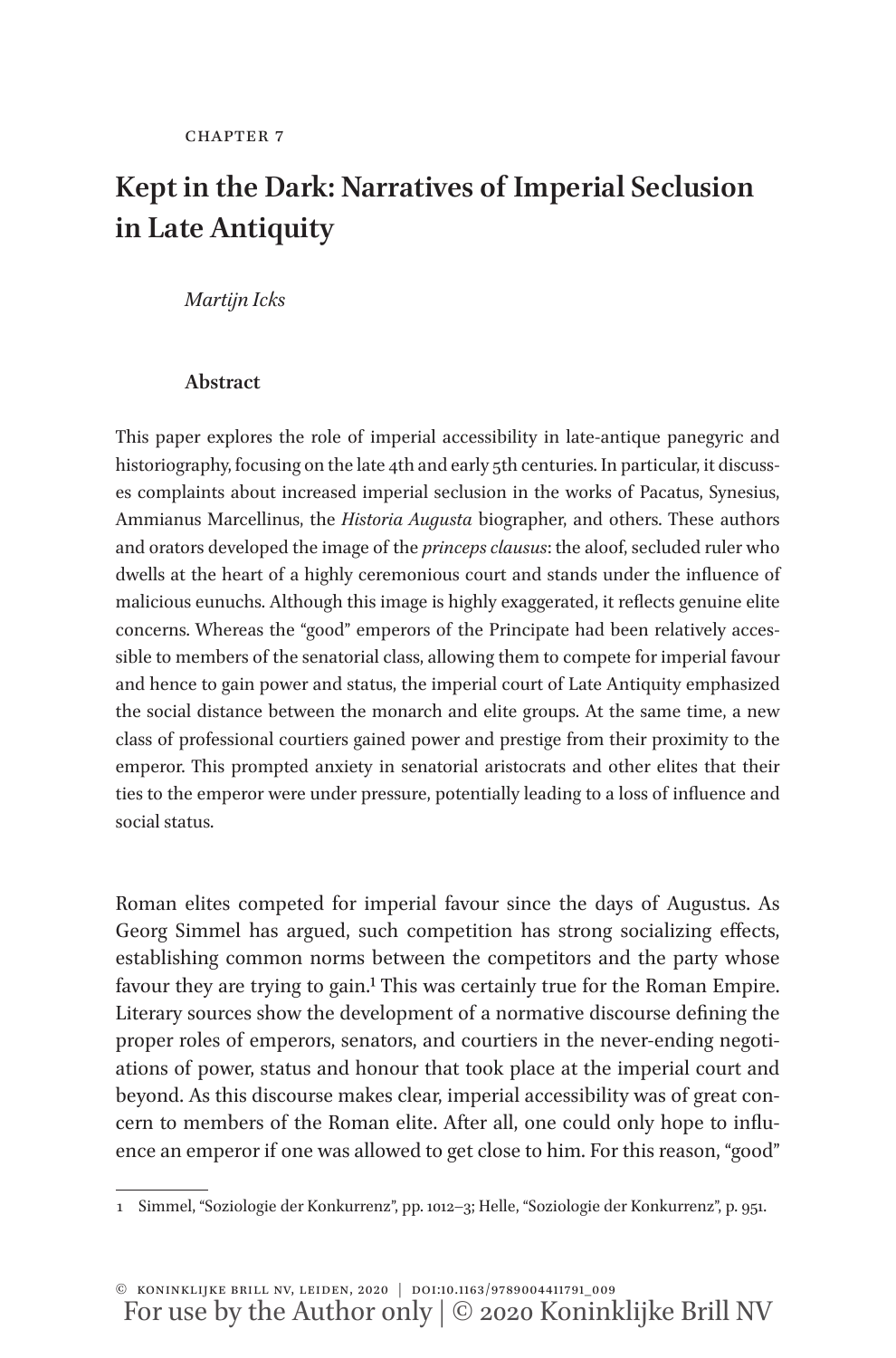CHAPTER 7

# Kept in the Dark: Narratives of Imperial Seclusion in Late Antiquity

*Martijn Icks*

### Abstract

This paper explores the role of imperial accessibility in late-antique panegyric and historiography, focusing on the late 4th and early 5th centuries. In particular, it discusses complaints about increased imperial seclusion in the works of Pacatus, Synesius, Ammianus Marcellinus, the *Historia Augusta* biographer, and others. These authors and orators developed the image of the *princeps clausus*: the aloof, secluded ruler who dwells at the heart of a highly ceremonious court and stands under the influence of malicious eunuchs. Although this image is highly exaggerated, it reflects genuine elite concerns. Whereas the "good" emperors of the Principate had been relatively accessible to members of the senatorial class, allowing them to compete for imperial favour and hence to gain power and status, the imperial court of Late Antiquity emphasized the social distance between the monarch and elite groups. At the same time, a new class of professional courtiers gained power and prestige from their proximity to the emperor. This prompted anxiety in senatorial aristocrats and other elites that their ties to the emperor were under pressure, potentially leading to a loss of influence and social status.

Roman elites competed for imperial favour since the days of Augustus. As Georg Simmel has argued, such competition has strong socializing effects, establishing common norms between the competitors and the party whose favour they are trying to gain.[1] This was certainly true for the Roman Empire. Literary sources show the development of a normative discourse defining the proper roles of emperors, senators, and courtiers in the never-ending negotiations of power, status and honour that took place at the imperial court and beyond. As this discourse makes clear, imperial accessibility was of great concern to members of the Roman elite. After all, one could only hope to influence an emperor if one was allowed to get close to him. For this reason, "good"

1 Simmel, "Soziologie der Konkurrenz", pp. 1012–3; Helle, "Soziologie der Konkurrenz", p. 951.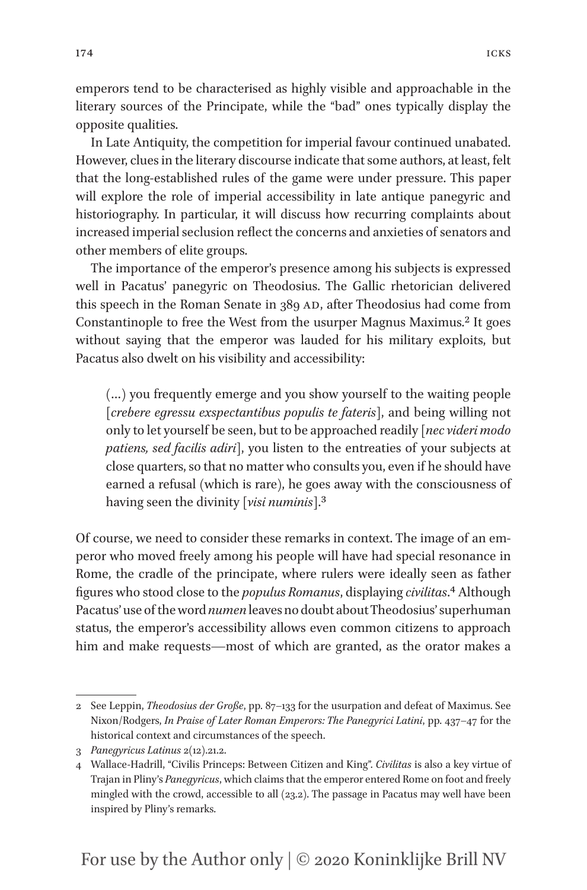emperors tend to be characterised as highly visible and approachable in the literary sources of the Principate, while the "bad" ones typically display the opposite qualities.

In Late Antiquity, the competition for imperial favour continued unabated. However, clues in the literary discourse indicate that some authors, at least, felt that the long-established rules of the game were under pressure. This paper will explore the role of imperial accessibility in late antique panegyric and historiography. In particular, it will discuss how recurring complaints about increased imperial seclusion reflect the concerns and anxieties of senators and other members of elite groups.

The importance of the emperor's presence among his subjects is expressed well in Pacatus' panegyric on Theodosius. The Gallic rhetorician delivered this speech in the Roman Senate in 389 AD, after Theodosius had come from Constantinople to free the West from the usurper Magnus Maximus.[2] It goes without saying that the emperor was lauded for his military exploits, but Pacatus also dwelt on his visibility and accessibility:

> (…) you frequently emerge and you show yourself to the waiting people [*crebere egressu exspectantibus populis te fateris*], and being willing not only to let yourself be seen, but to be approached readily [*nec videri modo patiens, sed facilis adiri*], you listen to the entreaties of your subjects at close quarters, so that no matter who consults you, even if he should have earned a refusal (which is rare), he goes away with the consciousness of having seen the divinity [*visi numinis*].[3]

Of course, we need to consider these remarks in context. The image of an emperor who moved freely among his people will have had special resonance in Rome, the cradle of the principate, where rulers were ideally seen as father figures who stood close to the *populus Romanus*, displaying *civilitas*.[4] Although Pacatus' use of the word *numen* leaves no doubt about Theodosius' superhuman status, the emperor's accessibility allows even common citizens to approach him and make requests—most of which are granted, as the orator makes a

---

2 See Leppin, *Theodosius der Große*, pp. 87–133 for the usurpation and defeat of Maximus. See Nixon/Rodgers, *In Praise of Later Roman Emperors: The Panegyrici Latini*, pp. 437–47 for the historical context and circumstances of the speech.

3 *Panegyricus Latinus* 2(12).21.2.

4 Wallace-Hadrill, "Civilis Princeps: Between Citizen and King". *Civilitas* is also a key virtue of Trajan in Pliny's *Panegyricus*, which claims that the emperor entered Rome on foot and freely mingled with the crowd, accessible to all (23.2). The passage in Pacatus may well have been inspired by Pliny's remarks.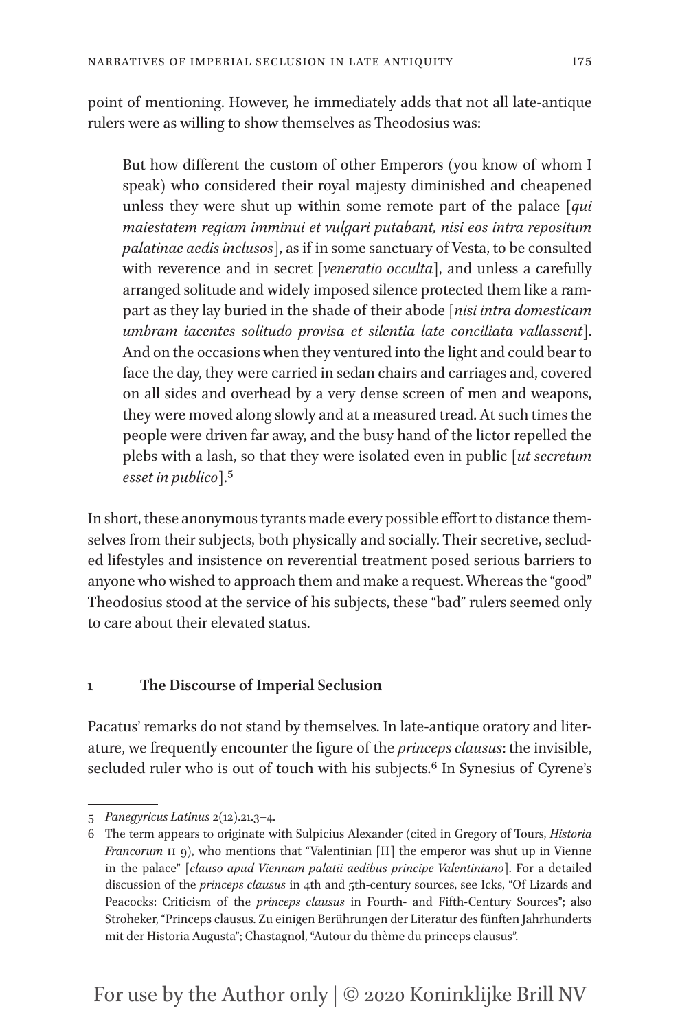point of mentioning. However, he immediately adds that not all late-antique rulers were as willing to show themselves as Theodosius was:

> But how different the custom of other Emperors (you know of whom I speak) who considered their royal majesty diminished and cheapened unless they were shut up within some remote part of the palace [*qui maiestatem regiam imminui et vulgari putabant, nisi eos intra repositum palatinae aedis inclusos*], as if in some sanctuary of Vesta, to be consulted with reverence and in secret [*veneratio occulta*], and unless a carefully arranged solitude and widely imposed silence protected them like a rampart as they lay buried in the shade of their abode [*nisi intra domesticam umbram iacentes solitudo provisa et silentia late conciliata vallassent*]. And on the occasions when they ventured into the light and could bear to face the day, they were carried in sedan chairs and carriages and, covered on all sides and overhead by a very dense screen of men and weapons, they were moved along slowly and at a measured tread. At such times the people were driven far away, and the busy hand of the lictor repelled the plebs with a lash, so that they were isolated even in public [*ut secretum esset in publico*].[5]

In short, these anonymous tyrants made every possible effort to distance themselves from their subjects, both physically and socially. Their secretive, secluded lifestyles and insistence on reverential treatment posed serious barriers to anyone who wished to approach them and make a request. Whereas the "good" Theodosius stood at the service of his subjects, these "bad" rulers seemed only to care about their elevated status.

## 1 The Discourse of Imperial Seclusion

Pacatus' remarks do not stand by themselves. In late-antique oratory and literature, we frequently encounter the figure of the *princeps clausus*: the invisible, secluded ruler who is out of touch with his subjects.[6] In Synesius of Cyrene's

---

5 *Panegyricus Latinus* 2(12).21.3–4.

6 The term appears to originate with Sulpicius Alexander (cited in Gregory of Tours, *Historia Francorum* II 9), who mentions that "Valentinian [II] the emperor was shut up in Vienne in the palace" [*clauso apud Viennam palatii aedibus principe Valentiniano*]. For a detailed discussion of the *princeps clausus* in 4th and 5th-century sources, see Icks, "Of Lizards and Peacocks: Criticism of the *princeps clausus* in Fourth- and Fifth-Century Sources"; also Stroheker, "Princeps clausus. Zu einigen Berührungen der Literatur des fünften Jahrhunderts mit der Historia Augusta"; Chastagnol, "Autour du thème du princeps clausus".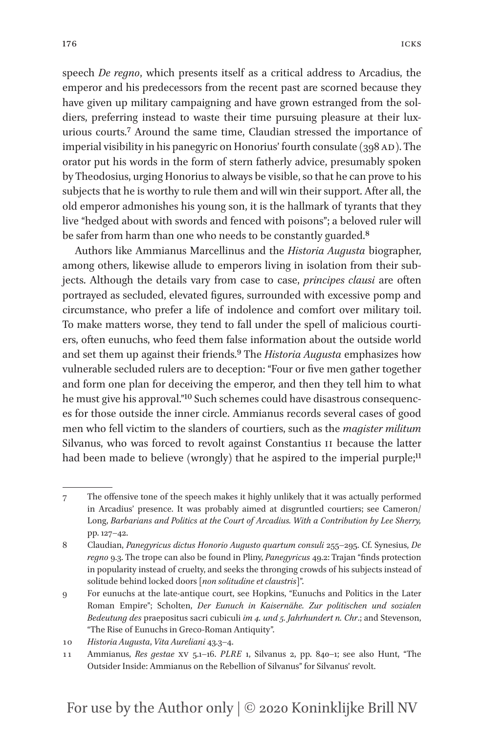speech *De regno*, which presents itself as a critical address to Arcadius, the emperor and his predecessors from the recent past are scorned because they have given up military campaigning and have grown estranged from the soldiers, preferring instead to waste their time pursuing pleasure at their luxurious courts.[7] Around the same time, Claudian stressed the importance of imperial visibility in his panegyric on Honorius' fourth consulate (398 AD). The orator put his words in the form of stern fatherly advice, presumably spoken by Theodosius, urging Honorius to always be visible, so that he can prove to his subjects that he is worthy to rule them and will win their support. After all, the old emperor admonishes his young son, it is the hallmark of tyrants that they live "hedged about with swords and fenced with poisons"; a beloved ruler will be safer from harm than one who needs to be constantly guarded.[8]

Authors like Ammianus Marcellinus and the *Historia Augusta* biographer, among others, likewise allude to emperors living in isolation from their subjects. Although the details vary from case to case, *principes clausi* are often portrayed as secluded, elevated figures, surrounded with excessive pomp and circumstance, who prefer a life of indolence and comfort over military toil. To make matters worse, they tend to fall under the spell of malicious courtiers, often eunuchs, who feed them false information about the outside world and set them up against their friends.[9] The *Historia Augusta* emphasizes how vulnerable secluded rulers are to deception: "Four or five men gather together and form one plan for deceiving the emperor, and then they tell him to what he must give his approval."[10] Such schemes could have disastrous consequences for those outside the inner circle. Ammianus records several cases of good men who fell victim to the slanders of courtiers, such as the *magister militum* Silvanus, who was forced to revolt against Constantius II because the latter had been made to believe (wrongly) that he aspired to the imperial purple;[11]

---

7 The offensive tone of the speech makes it highly unlikely that it was actually performed in Arcadius' presence. It was probably aimed at disgruntled courtiers; see Cameron/ Long, *Barbarians and Politics at the Court of Arcadius. With a Contribution by Lee Sherry,* pp. 127–42.

8 Claudian, *Panegyricus dictus Honorio Augusto quartum consuli* 255–295. Cf. Synesius, *De regno* 9.3. The trope can also be found in Pliny, *Panegyricus* 49.2: Trajan "finds protection in popularity instead of cruelty, and seeks the thronging crowds of his subjects instead of solitude behind locked doors [*non solitudine et claustris*]".

9 For eunuchs at the late-antique court, see Hopkins, "Eunuchs and Politics in the Later Roman Empire"; Scholten, *Der Eunuch in Kaisernähe. Zur politischen und sozialen Bedeutung des* praepositus sacri cubiculi *im 4. und 5. Jahrhundert n. Chr.*; and Stevenson, "The Rise of Eunuchs in Greco-Roman Antiquity".

10 *Historia Augusta*, *Vita Aureliani* 43.3–4.

11 Ammianus, *Res gestae* XV 5.1–16. *PLRE* 1, Silvanus 2, pp. 840–1; see also Hunt, "The Outsider Inside: Ammianus on the Rebellion of Silvanus" for Silvanus' revolt.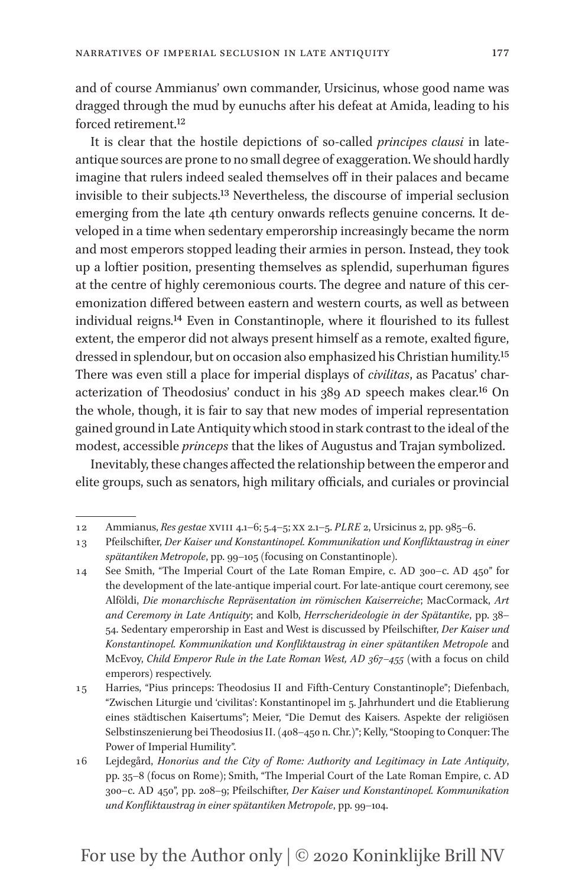and of course Ammianus' own commander, Ursicinus, whose good name was dragged through the mud by eunuchs after his defeat at Amida, leading to his forced retirement.[12]

It is clear that the hostile depictions of so-called *principes clausi* in late-antique sources are prone to no small degree of exaggeration. We should hardly imagine that rulers indeed sealed themselves off in their palaces and became invisible to their subjects.[13] Nevertheless, the discourse of imperial seclusion emerging from the late 4th century onwards reflects genuine concerns. It developed in a time when sedentary emperorship increasingly became the norm and most emperors stopped leading their armies in person. Instead, they took up a loftier position, presenting themselves as splendid, superhuman figures at the centre of highly ceremonious courts. The degree and nature of this ceremonization differed between eastern and western courts, as well as between individual reigns.[14] Even in Constantinople, where it flourished to its fullest extent, the emperor did not always present himself as a remote, exalted figure, dressed in splendour, but on occasion also emphasized his Christian humility.[15] There was even still a place for imperial displays of *civilitas*, as Pacatus' characterization of Theodosius' conduct in his 389 AD speech makes clear.[16] On the whole, though, it is fair to say that new modes of imperial representation gained ground in Late Antiquity which stood in stark contrast to the ideal of the modest, accessible *princeps* that the likes of Augustus and Trajan symbolized.

Inevitably, these changes affected the relationship between the emperor and elite groups, such as senators, high military officials, and curiales or provincial

---

12 Ammianus, *Res gestae* XVIII 4.1–6; 5.4–5; XX 2.1–5. *PLRE* 2, Ursicinus 2, pp. 985–6.

13 Pfeilschifter, *Der Kaiser und Konstantinopel. Kommunikation und Konfliktaustrag in einer spätantiken Metropole*, pp. 99–105 (focusing on Constantinople).

14 See Smith, "The Imperial Court of the Late Roman Empire, c. AD 300–c. AD 450" for the development of the late-antique imperial court. For late-antique court ceremony, see Alföldi, *Die monarchische Repräsentation im römischen Kaiserreiche*; MacCormack, *Art and Ceremony in Late Antiquity*; and Kolb, *Herrscherideologie in der Spätantike*, pp. 38–54. Sedentary emperorship in East and West is discussed by Pfeilschifter, *Der Kaiser und Konstantinopel. Kommunikation und Konfliktaustrag in einer spätantiken Metropole* and McEvoy, *Child Emperor Rule in the Late Roman West, AD 367–455* (with a focus on child emperors) respectively.

15 Harries, "Pius princeps: Theodosius II and Fifth-Century Constantinople"; Diefenbach, "Zwischen Liturgie und 'civilitas': Konstantinopel im 5. Jahrhundert und die Etablierung eines städtischen Kaisertums"; Meier, "Die Demut des Kaisers. Aspekte der religiösen Selbstinszenierung bei Theodosius II. (408–450 n. Chr.)"; Kelly, "Stooping to Conquer: The Power of Imperial Humility".

16 Lejdegård, *Honorius and the City of Rome: Authority and Legitimacy in Late Antiquity*, pp. 35–8 (focus on Rome); Smith, "The Imperial Court of the Late Roman Empire, c. AD 300–c. AD 450", pp. 208–9; Pfeilschifter, *Der Kaiser und Konstantinopel. Kommunikation und Konfliktaustrag in einer spätantiken Metropole*, pp. 99–104.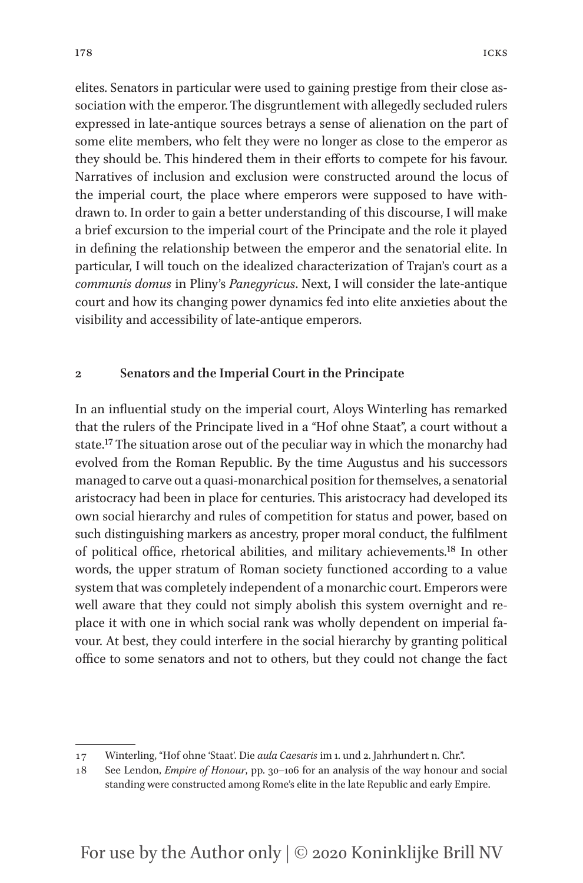elites. Senators in particular were used to gaining prestige from their close association with the emperor. The disgruntlement with allegedly secluded rulers expressed in late-antique sources betrays a sense of alienation on the part of some elite members, who felt they were no longer as close to the emperor as they should be. This hindered them in their efforts to compete for his favour. Narratives of inclusion and exclusion were constructed around the locus of the imperial court, the place where emperors were supposed to have withdrawn to. In order to gain a better understanding of this discourse, I will make a brief excursion to the imperial court of the Principate and the role it played in defining the relationship between the emperor and the senatorial elite. In particular, I will touch on the idealized characterization of Trajan's court as a *communis domus* in Pliny's *Panegyricus*. Next, I will consider the late-antique court and how its changing power dynamics fed into elite anxieties about the visibility and accessibility of late-antique emperors.

## 2 Senators and the Imperial Court in the Principate

In an influential study on the imperial court, Aloys Winterling has remarked that the rulers of the Principate lived in a "Hof ohne Staat", a court without a state.[17] The situation arose out of the peculiar way in which the monarchy had evolved from the Roman Republic. By the time Augustus and his successors managed to carve out a quasi-monarchical position for themselves, a senatorial aristocracy had been in place for centuries. This aristocracy had developed its own social hierarchy and rules of competition for status and power, based on such distinguishing markers as ancestry, proper moral conduct, the fulfilment of political office, rhetorical abilities, and military achievements.[18] In other words, the upper stratum of Roman society functioned according to a value system that was completely independent of a monarchic court. Emperors were well aware that they could not simply abolish this system overnight and replace it with one in which social rank was wholly dependent on imperial favour. At best, they could interfere in the social hierarchy by granting political office to some senators and not to others, but they could not change the fact

---

17 Winterling, "Hof ohne 'Staat'. Die *aula Caesaris* im 1. und 2. Jahrhundert n. Chr.".

18 See Lendon, *Empire of Honour*, pp. 30–106 for an analysis of the way honour and social standing were constructed among Rome's elite in the late Republic and early Empire.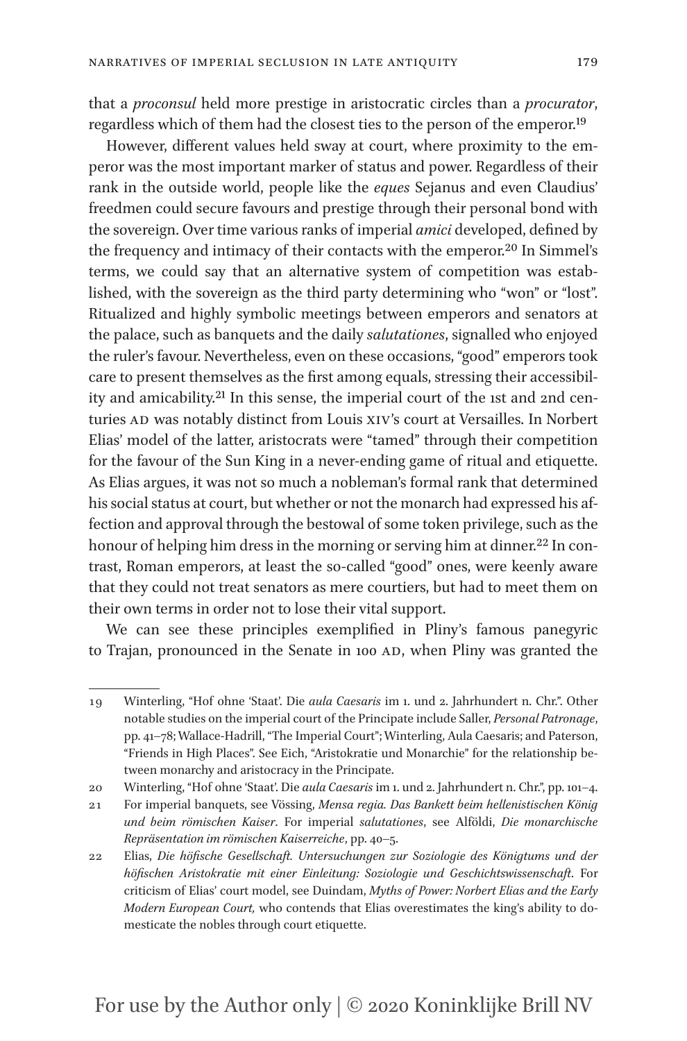that a *proconsul* held more prestige in aristocratic circles than a *procurator*, regardless which of them had the closest ties to the person of the emperor.[19]

However, different values held sway at court, where proximity to the emperor was the most important marker of status and power. Regardless of their rank in the outside world, people like the *eques* Sejanus and even Claudius' freedmen could secure favours and prestige through their personal bond with the sovereign. Over time various ranks of imperial *amici* developed, defined by the frequency and intimacy of their contacts with the emperor.[20] In Simmel's terms, we could say that an alternative system of competition was established, with the sovereign as the third party determining who "won" or "lost". Ritualized and highly symbolic meetings between emperors and senators at the palace, such as banquets and the daily *salutationes*, signalled who enjoyed the ruler's favour. Nevertheless, even on these occasions, "good" emperors took care to present themselves as the first among equals, stressing their accessibility and amicability.[21] In this sense, the imperial court of the 1st and 2nd centuries AD was notably distinct from Louis XIV's court at Versailles. In Norbert Elias' model of the latter, aristocrats were "tamed" through their competition for the favour of the Sun King in a never-ending game of ritual and etiquette. As Elias argues, it was not so much a nobleman's formal rank that determined his social status at court, but whether or not the monarch had expressed his affection and approval through the bestowal of some token privilege, such as the honour of helping him dress in the morning or serving him at dinner.[22] In contrast, Roman emperors, at least the so-called "good" ones, were keenly aware that they could not treat senators as mere courtiers, but had to meet them on their own terms in order not to lose their vital support.

We can see these principles exemplified in Pliny's famous panegyric to Trajan, pronounced in the Senate in 100 AD, when Pliny was granted the

---

19 Winterling, "Hof ohne 'Staat'. Die *aula Caesaris* im 1. und 2. Jahrhundert n. Chr.". Other notable studies on the imperial court of the Principate include Saller, *Personal Patronage*, pp. 41–78; Wallace-Hadrill, "The Imperial Court"; Winterling, Aula Caesaris; and Paterson, "Friends in High Places". See Eich, "Aristokratie und Monarchie" for the relationship between monarchy and aristocracy in the Principate.

20 Winterling, "Hof ohne 'Staat'. Die *aula Caesaris* im 1. und 2. Jahrhundert n. Chr.", pp. 101–4.

21 For imperial banquets, see Vössing, *Mensa regia. Das Bankett beim hellenistischen König und beim römischen Kaiser*. For imperial *salutationes*, see Alföldi, *Die monarchische Repräsentation im römischen Kaiserreiche*, pp. 40–5.

22 Elias, *Die höfische Gesellschaft. Untersuchungen zur Soziologie des Königtums und der höfischen Aristokratie mit einer Einleitung: Soziologie und Geschichtswissenschaft*. For criticism of Elias' court model, see Duindam, *Myths of Power: Norbert Elias and the Early Modern European Court,* who contends that Elias overestimates the king's ability to domesticate the nobles through court etiquette.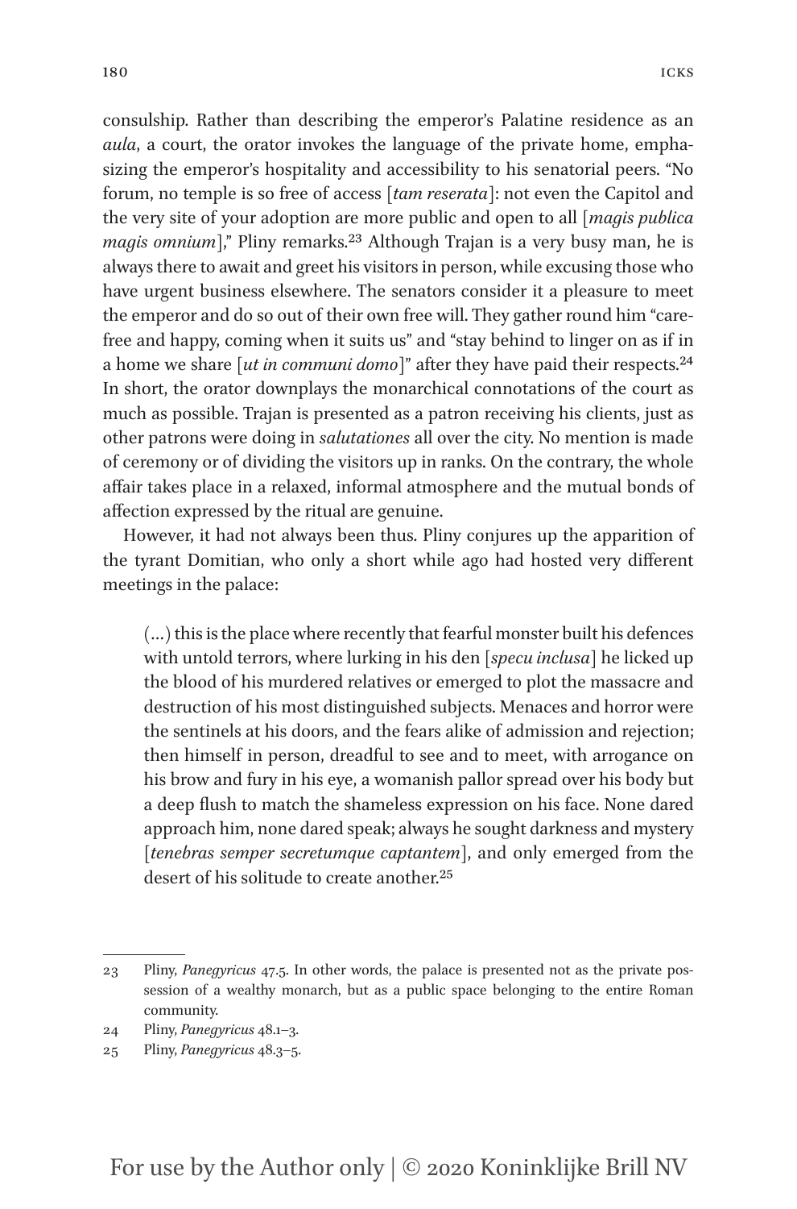consulship. Rather than describing the emperor's Palatine residence as an *aula*, a court, the orator invokes the language of the private home, emphasizing the emperor's hospitality and accessibility to his senatorial peers. "No forum, no temple is so free of access [*tam reserata*]: not even the Capitol and the very site of your adoption are more public and open to all [*magis publica magis omnium*]," Pliny remarks.[23] Although Trajan is a very busy man, he is always there to await and greet his visitors in person, while excusing those who have urgent business elsewhere. The senators consider it a pleasure to meet the emperor and do so out of their own free will. They gather round him "carefree and happy, coming when it suits us" and "stay behind to linger on as if in a home we share [*ut in communi domo*]" after they have paid their respects.[24] In short, the orator downplays the monarchical connotations of the court as much as possible. Trajan is presented as a patron receiving his clients, just as other patrons were doing in *salutationes* all over the city. No mention is made of ceremony or of dividing the visitors up in ranks. On the contrary, the whole affair takes place in a relaxed, informal atmosphere and the mutual bonds of affection expressed by the ritual are genuine.

However, it had not always been thus. Pliny conjures up the apparition of the tyrant Domitian, who only a short while ago had hosted very different meetings in the palace:

> (…) this is the place where recently that fearful monster built his defences with untold terrors, where lurking in his den [*specu inclusa*] he licked up the blood of his murdered relatives or emerged to plot the massacre and destruction of his most distinguished subjects. Menaces and horror were the sentinels at his doors, and the fears alike of admission and rejection; then himself in person, dreadful to see and to meet, with arrogance on his brow and fury in his eye, a womanish pallor spread over his body but a deep flush to match the shameless expression on his face. None dared approach him, none dared speak; always he sought darkness and mystery [*tenebras semper secretumque captantem*], and only emerged from the desert of his solitude to create another.[25]

---

23 Pliny, *Panegyricus* 47.5. In other words, the palace is presented not as the private possession of a wealthy monarch, but as a public space belonging to the entire Roman community.

24 Pliny, *Panegyricus* 48.1–3.

25 Pliny, *Panegyricus* 48.3–5.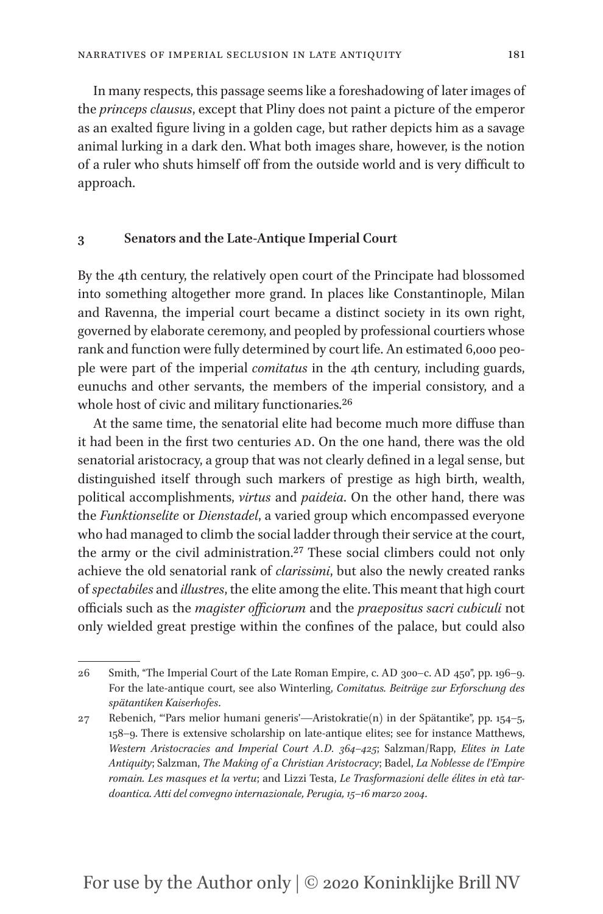In many respects, this passage seems like a foreshadowing of later images of the *princeps clausus*, except that Pliny does not paint a picture of the emperor as an exalted figure living in a golden cage, but rather depicts him as a savage animal lurking in a dark den. What both images share, however, is the notion of a ruler who shuts himself off from the outside world and is very difficult to approach.

## 3 Senators and the Late-Antique Imperial Court

By the 4th century, the relatively open court of the Principate had blossomed into something altogether more grand. In places like Constantinople, Milan and Ravenna, the imperial court became a distinct society in its own right, governed by elaborate ceremony, and peopled by professional courtiers whose rank and function were fully determined by court life. An estimated 6,000 people were part of the imperial *comitatus* in the 4th century, including guards, eunuchs and other servants, the members of the imperial consistory, and a whole host of civic and military functionaries.[26]

At the same time, the senatorial elite had become much more diffuse than it had been in the first two centuries AD. On the one hand, there was the old senatorial aristocracy, a group that was not clearly defined in a legal sense, but distinguished itself through such markers of prestige as high birth, wealth, political accomplishments, *virtus* and *paideia*. On the other hand, there was the *Funktionselite* or *Dienstadel*, a varied group which encompassed everyone who had managed to climb the social ladder through their service at the court, the army or the civil administration.[27] These social climbers could not only achieve the old senatorial rank of *clarissimi*, but also the newly created ranks of *spectabiles* and *illustres*, the elite among the elite. This meant that high court officials such as the *magister officiorum* and the *praepositus sacri cubiculi* not only wielded great prestige within the confines of the palace, but could also

---

26 Smith, "The Imperial Court of the Late Roman Empire, c. AD 300–c. AD 450", pp. 196–9. For the late-antique court, see also Winterling, *Comitatus. Beiträge zur Erforschung des spätantiken Kaiserhofes*.

27 Rebenich, "'Pars melior humani generis'—Aristokratie(n) in der Spätantike", pp. 154–5, 158–9. There is extensive scholarship on late-antique elites; see for instance Matthews, *Western Aristocracies and Imperial Court A.D. 364–425*; Salzman/Rapp, *Elites in Late Antiquity*; Salzman, *The Making of a Christian Aristocracy*; Badel, *La Noblesse de l'Empire romain. Les masques et la vertu*; and Lizzi Testa, *Le Trasformazioni delle élites in età tardoantica. Atti del convegno internazionale, Perugia, 15–16 marzo 2004*.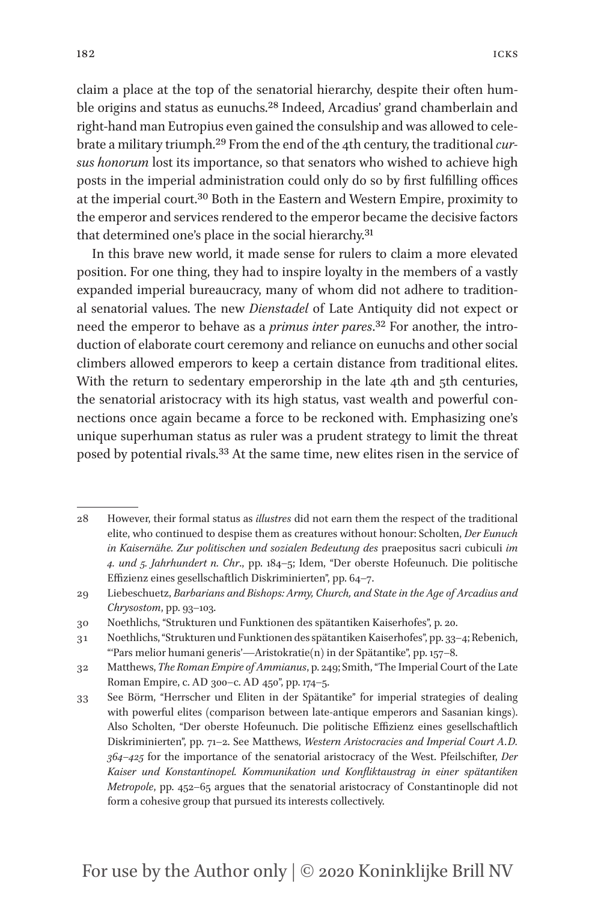claim a place at the top of the senatorial hierarchy, despite their often humble origins and status as eunuchs.[28] Indeed, Arcadius' grand chamberlain and right-hand man Eutropius even gained the consulship and was allowed to celebrate a military triumph.[29] From the end of the 4th century, the traditional *cursus honorum* lost its importance, so that senators who wished to achieve high posts in the imperial administration could only do so by first fulfilling offices at the imperial court.[30] Both in the Eastern and Western Empire, proximity to the emperor and services rendered to the emperor became the decisive factors that determined one's place in the social hierarchy.[31]

In this brave new world, it made sense for rulers to claim a more elevated position. For one thing, they had to inspire loyalty in the members of a vastly expanded imperial bureaucracy, many of whom did not adhere to traditional senatorial values. The new *Dienstadel* of Late Antiquity did not expect or need the emperor to behave as a *primus inter pares*.[32] For another, the introduction of elaborate court ceremony and reliance on eunuchs and other social climbers allowed emperors to keep a certain distance from traditional elites. With the return to sedentary emperorship in the late 4th and 5th centuries, the senatorial aristocracy with its high status, vast wealth and powerful connections once again became a force to be reckoned with. Emphasizing one's unique superhuman status as ruler was a prudent strategy to limit the threat posed by potential rivals.[33] At the same time, new elites risen in the service of

---

28 However, their formal status as *illustres* did not earn them the respect of the traditional elite, who continued to despise them as creatures without honour: Scholten, *Der Eunuch in Kaisernähe. Zur politischen und sozialen Bedeutung des* praepositus sacri cubiculi *im 4. und 5. Jahrhundert n. Chr.*, pp. 184–5; Idem, "Der oberste Hofeunuch. Die politische Effizienz eines gesellschaftlich Diskriminierten", pp. 64–7.

29 Liebeschuetz, *Barbarians and Bishops: Army, Church, and State in the Age of Arcadius and Chrysostom*, pp. 93–103.

30 Noethlichs, "Strukturen und Funktionen des spätantiken Kaiserhofes", p. 20.

31 Noethlichs, "Strukturen und Funktionen des spätantiken Kaiserhofes", pp. 33–4; Rebenich, "'Pars melior humani generis'—Aristokratie(n) in der Spätantike", pp. 157–8.

32 Matthews, *The Roman Empire of Ammianus*, p. 249; Smith, "The Imperial Court of the Late Roman Empire, c. AD 300–c. AD 450", pp. 174–5.

33 See Börm, "Herrscher und Eliten in der Spätantike" for imperial strategies of dealing with powerful elites (comparison between late-antique emperors and Sasanian kings). Also Scholten, "Der oberste Hofeunuch. Die politische Effizienz eines gesellschaftlich Diskriminierten", pp. 71–2. See Matthews, *Western Aristocracies and Imperial Court A.D. 364–425* for the importance of the senatorial aristocracy of the West. Pfeilschifter, *Der Kaiser und Konstantinopel. Kommunikation und Konfliktaustrag in einer spätantiken Metropole*, pp. 452–65 argues that the senatorial aristocracy of Constantinople did not form a cohesive group that pursued its interests collectively.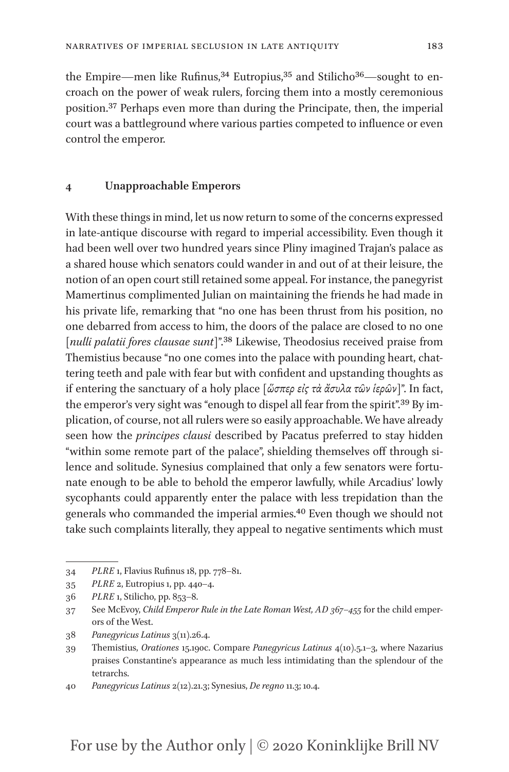the Empire—men like Rufinus,[34] Eutropius,[35] and Stilicho[36]—sought to encroach on the power of weak rulers, forcing them into a mostly ceremonious position.[37] Perhaps even more than during the Principate, then, the imperial court was a battleground where various parties competed to influence or even control the emperor.

## 4 Unapproachable Emperors

With these things in mind, let us now return to some of the concerns expressed in late-antique discourse with regard to imperial accessibility. Even though it had been well over two hundred years since Pliny imagined Trajan's palace as a shared house which senators could wander in and out of at their leisure, the notion of an open court still retained some appeal. For instance, the panegyrist Mamertinus complimented Julian on maintaining the friends he had made in his private life, remarking that "no one has been thrust from his position, no one debarred from access to him, the doors of the palace are closed to no one [*nulli palatii fores clausae sunt*]".[38] Likewise, Theodosius received praise from Themistius because "no one comes into the palace with pounding heart, chattering teeth and pale with fear but with confident and upstanding thoughts as if entering the sanctuary of a holy place [*ὥσπερ εἰς τὰ ἄσυλα τῶν ἱερῶν*]". In fact, the emperor's very sight was "enough to dispel all fear from the spirit".[39] By implication, of course, not all rulers were so easily approachable. We have already seen how the *principes clausi* described by Pacatus preferred to stay hidden "within some remote part of the palace", shielding themselves off through silence and solitude. Synesius complained that only a few senators were fortunate enough to be able to behold the emperor lawfully, while Arcadius' lowly sycophants could apparently enter the palace with less trepidation than the generals who commanded the imperial armies.[40] Even though we should not take such complaints literally, they appeal to negative sentiments which must

---

34 *PLRE* 1, Flavius Rufinus 18, pp. 778–81.

35 *PLRE* 2, Eutropius 1, pp. 440–4.

36 *PLRE* 1, Stilicho, pp. 853–8.

37 See McEvoy, *Child Emperor Rule in the Late Roman West, AD 367–455* for the child emperors of the West.

38 *Panegyricus Latinus* 3(11).26.4.

39 Themistius, *Orationes* 15.190c. Compare *Panegyricus Latinus* 4(10).5.1–3, where Nazarius praises Constantine's appearance as much less intimidating than the splendour of the tetrarchs.

40 *Panegyricus Latinus* 2(12).21.3; Synesius, *De regno* 11.3; 10.4.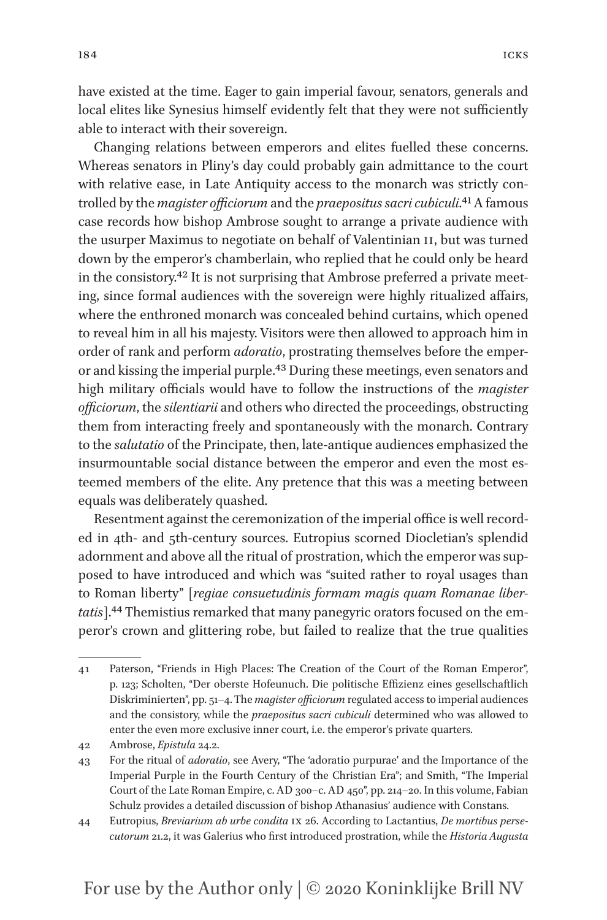have existed at the time. Eager to gain imperial favour, senators, generals and local elites like Synesius himself evidently felt that they were not sufficiently able to interact with their sovereign.

Changing relations between emperors and elites fuelled these concerns. Whereas senators in Pliny's day could probably gain admittance to the court with relative ease, in Late Antiquity access to the monarch was strictly controlled by the *magister officiorum* and the *praepositus sacri cubiculi*.[41] A famous case records how bishop Ambrose sought to arrange a private audience with the usurper Maximus to negotiate on behalf of Valentinian II, but was turned down by the emperor's chamberlain, who replied that he could only be heard in the consistory.[42] It is not surprising that Ambrose preferred a private meeting, since formal audiences with the sovereign were highly ritualized affairs, where the enthroned monarch was concealed behind curtains, which opened to reveal him in all his majesty. Visitors were then allowed to approach him in order of rank and perform *adoratio*, prostrating themselves before the emperor and kissing the imperial purple.[43] During these meetings, even senators and high military officials would have to follow the instructions of the *magister officiorum*, the *silentiarii* and others who directed the proceedings, obstructing them from interacting freely and spontaneously with the monarch. Contrary to the *salutatio* of the Principate, then, late-antique audiences emphasized the insurmountable social distance between the emperor and even the most esteemed members of the elite. Any pretence that this was a meeting between equals was deliberately quashed.

Resentment against the ceremonization of the imperial office is well recorded in 4th- and 5th-century sources. Eutropius scorned Diocletian's splendid adornment and above all the ritual of prostration, which the emperor was supposed to have introduced and which was "suited rather to royal usages than to Roman liberty" [*regiae consuetudinis formam magis quam Romanae libertatis*].[44] Themistius remarked that many panegyric orators focused on the emperor's crown and glittering robe, but failed to realize that the true qualities

---

41 Paterson, "Friends in High Places: The Creation of the Court of the Roman Emperor", p. 123; Scholten, "Der oberste Hofeunuch. Die politische Effizienz eines gesellschaftlich Diskriminierten", pp. 51–4. The *magister officiorum* regulated access to imperial audiences and the consistory, while the *praepositus sacri cubiculi* determined who was allowed to enter the even more exclusive inner court, i.e. the emperor's private quarters.

42 Ambrose, *Epistula* 24.2.

43 For the ritual of *adoratio*, see Avery, "The 'adoratio purpurae' and the Importance of the Imperial Purple in the Fourth Century of the Christian Era"; and Smith, "The Imperial Court of the Late Roman Empire, c. AD 300–c. AD 450", pp. 214–20. In this volume, Fabian Schulz provides a detailed discussion of bishop Athanasius' audience with Constans.

44 Eutropius, *Breviarium ab urbe condita* IX 26. According to Lactantius, *De mortibus persecutorum* 21.2, it was Galerius who first introduced prostration, while the *Historia Augusta*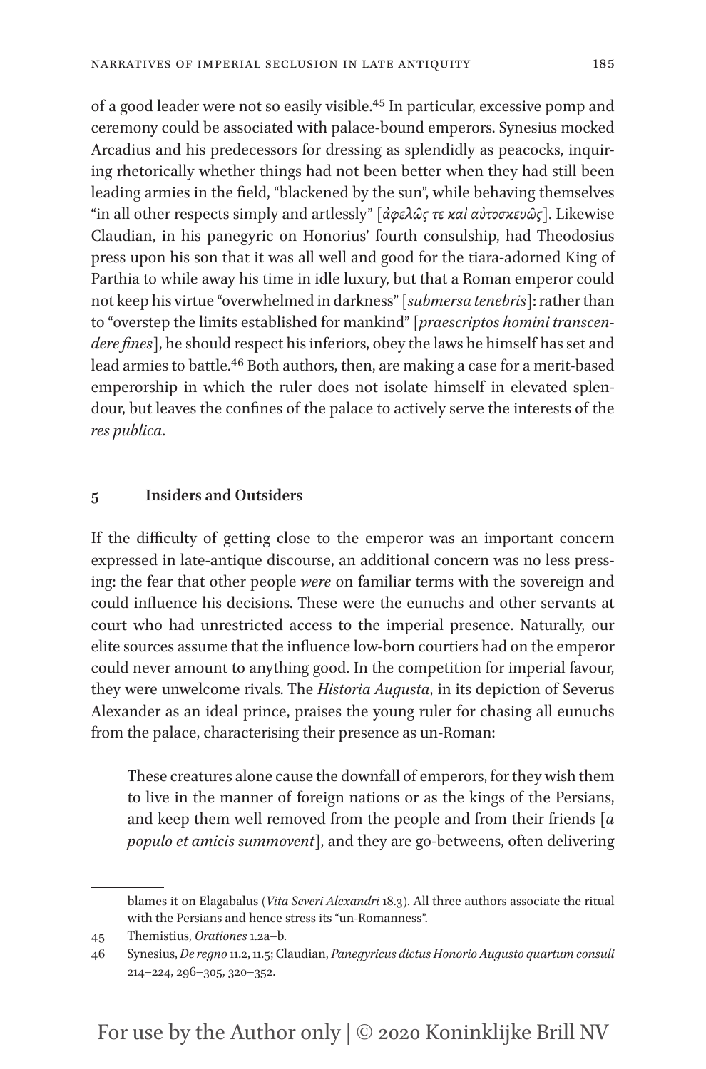of a good leader were not so easily visible.[45] In particular, excessive pomp and ceremony could be associated with palace-bound emperors. Synesius mocked Arcadius and his predecessors for dressing as splendidly as peacocks, inquiring rhetorically whether things had not been better when they had still been leading armies in the field, "blackened by the sun", while behaving themselves "in all other respects simply and artlessly" [*ἀφελῶς τε καὶ αὐτοσκευῶς*]. Likewise Claudian, in his panegyric on Honorius' fourth consulship, had Theodosius press upon his son that it was all well and good for the tiara-adorned King of Parthia to while away his time in idle luxury, but that a Roman emperor could not keep his virtue "overwhelmed in darkness" [*submersa tenebris*]: rather than to "overstep the limits established for mankind" [*praescriptos homini transcendere fines*], he should respect his inferiors, obey the laws he himself has set and lead armies to battle.[46] Both authors, then, are making a case for a merit-based emperorship in which the ruler does not isolate himself in elevated splendour, but leaves the confines of the palace to actively serve the interests of the *res publica*.

## 5 Insiders and Outsiders

If the difficulty of getting close to the emperor was an important concern expressed in late-antique discourse, an additional concern was no less pressing: the fear that other people *were* on familiar terms with the sovereign and could influence his decisions. These were the eunuchs and other servants at court who had unrestricted access to the imperial presence. Naturally, our elite sources assume that the influence low-born courtiers had on the emperor could never amount to anything good. In the competition for imperial favour, they were unwelcome rivals. The *Historia Augusta*, in its depiction of Severus Alexander as an ideal prince, praises the young ruler for chasing all eunuchs from the palace, characterising their presence as un-Roman:

> These creatures alone cause the downfall of emperors, for they wish them to live in the manner of foreign nations or as the kings of the Persians, and keep them well removed from the people and from their friends [*a populo et amicis summovent*], and they are go-betweens, often delivering

blames it on Elagabalus (*Vita Severi Alexandri* 18.3). All three authors associate the ritual with the Persians and hence stress its "un-Romanness".

45 Themistius, *Orationes* 1.2a–b.

46 Synesius, *De regno* 11.2, 11.5; Claudian, *Panegyricus dictus Honorio Augusto quartum consuli* 214–224, 296–305, 320–352.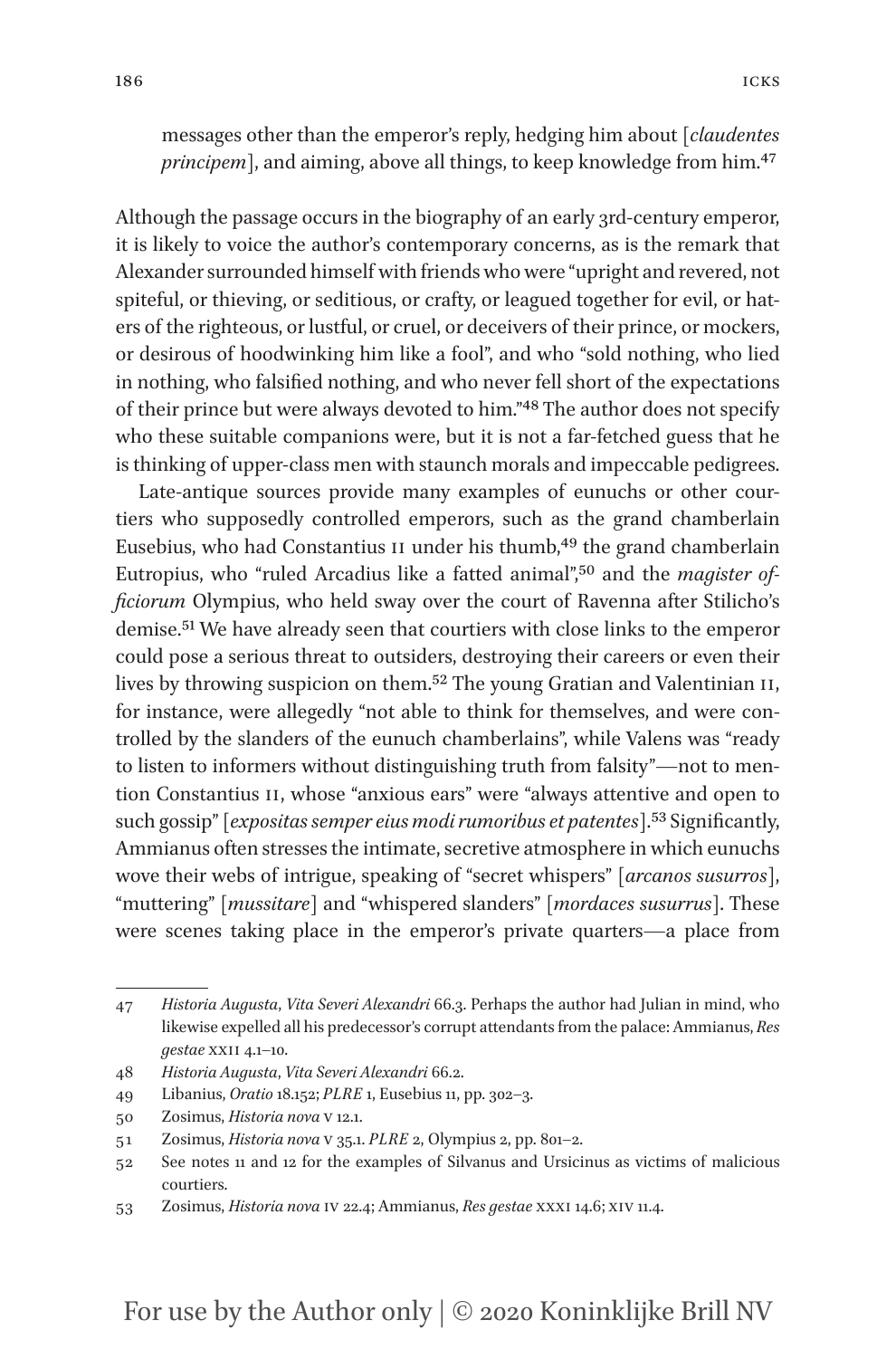messages other than the emperor's reply, hedging him about [*claudentes principem*], and aiming, above all things, to keep knowledge from him.[47]

Although the passage occurs in the biography of an early 3rd-century emperor, it is likely to voice the author's contemporary concerns, as is the remark that Alexander surrounded himself with friends who were "upright and revered, not spiteful, or thieving, or seditious, or crafty, or leagued together for evil, or haters of the righteous, or lustful, or cruel, or deceivers of their prince, or mockers, or desirous of hoodwinking him like a fool", and who "sold nothing, who lied in nothing, who falsified nothing, and who never fell short of the expectations of their prince but were always devoted to him."[48] The author does not specify who these suitable companions were, but it is not a far-fetched guess that he is thinking of upper-class men with staunch morals and impeccable pedigrees.

Late-antique sources provide many examples of eunuchs or other courtiers who supposedly controlled emperors, such as the grand chamberlain Eusebius, who had Constantius II under his thumb,[49] the grand chamberlain Eutropius, who "ruled Arcadius like a fatted animal",[50] and the *magister officiorum* Olympius, who held sway over the court of Ravenna after Stilicho's demise.[51] We have already seen that courtiers with close links to the emperor could pose a serious threat to outsiders, destroying their careers or even their lives by throwing suspicion on them.[52] The young Gratian and Valentinian II, for instance, were allegedly "not able to think for themselves, and were controlled by the slanders of the eunuch chamberlains", while Valens was "ready to listen to informers without distinguishing truth from falsity"—not to mention Constantius II, whose "anxious ears" were "always attentive and open to such gossip" [*expositas semper eius modi rumoribus et patentes*].[53] Significantly, Ammianus often stresses the intimate, secretive atmosphere in which eunuchs wove their webs of intrigue, speaking of "secret whispers" [*arcanos susurros*], "muttering" [*mussitare*] and "whispered slanders" [*mordaces susurrus*]. These were scenes taking place in the emperor's private quarters—a place from

---

47 *Historia Augusta*, *Vita Severi Alexandri* 66.3. Perhaps the author had Julian in mind, who likewise expelled all his predecessor's corrupt attendants from the palace: Ammianus, *Res gestae* XXII 4.1–10.

48 *Historia Augusta*, *Vita Severi Alexandri* 66.2.

49 Libanius, *Oratio* 18.152; *PLRE* 1, Eusebius 11, pp. 302–3.

50 Zosimus, *Historia nova* V 12.1.

51 Zosimus, *Historia nova* V 35.1. *PLRE* 2, Olympius 2, pp. 801–2.

52 See notes 11 and 12 for the examples of Silvanus and Ursicinus as victims of malicious courtiers.

53 Zosimus, *Historia nova* IV 22.4; Ammianus, *Res gestae* XXXI 14.6; XIV 11.4.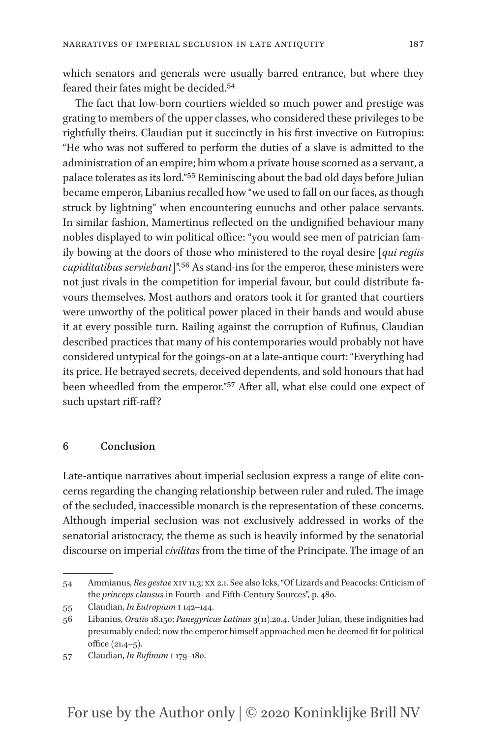which senators and generals were usually barred entrance, but where they feared their fates might be decided.[54]

The fact that low-born courtiers wielded so much power and prestige was grating to members of the upper classes, who considered these privileges to be rightfully theirs. Claudian put it succinctly in his first invective on Eutropius: "He who was not suffered to perform the duties of a slave is admitted to the administration of an empire; him whom a private house scorned as a servant, a palace tolerates as its lord."[55] Reminiscing about the bad old days before Julian became emperor, Libanius recalled how "we used to fall on our faces, as though struck by lightning" when encountering eunuchs and other palace servants. In similar fashion, Mamertinus reflected on the undignified behaviour many nobles displayed to win political office: "you would see men of patrician family bowing at the doors of those who ministered to the royal desire [*qui regiis cupiditatibus serviebant*]".[56] As stand-ins for the emperor, these ministers were not just rivals in the competition for imperial favour, but could distribute favours themselves. Most authors and orators took it for granted that courtiers were unworthy of the political power placed in their hands and would abuse it at every possible turn. Railing against the corruption of Rufinus, Claudian described practices that many of his contemporaries would probably not have considered untypical for the goings-on at a late-antique court: "Everything had its price. He betrayed secrets, deceived dependents, and sold honours that had been wheedled from the emperor."[57] After all, what else could one expect of such upstart riff-raff?

## 6 Conclusion

Late-antique narratives about imperial seclusion express a range of elite concerns regarding the changing relationship between ruler and ruled. The image of the secluded, inaccessible monarch is the representation of these concerns. Although imperial seclusion was not exclusively addressed in works of the senatorial aristocracy, the theme as such is heavily informed by the senatorial discourse on imperial *civilitas* from the time of the Principate. The image of an

---

54 Ammianus, *Res gestae* XIV 11.3; XX 2.1. See also Icks, "Of Lizards and Peacocks: Criticism of the *princeps clausus* in Fourth- and Fifth-Century Sources", p. 480.

55 Claudian, *In Eutropium* I 142–144.

56 Libanius, *Oratio* 18.150; *Panegyricus Latinus* 3(11).20.4. Under Julian, these indignities had presumably ended: now the emperor himself approached men he deemed fit for political office (21.4–5).

57 Claudian, *In Rufinum* I 179–180.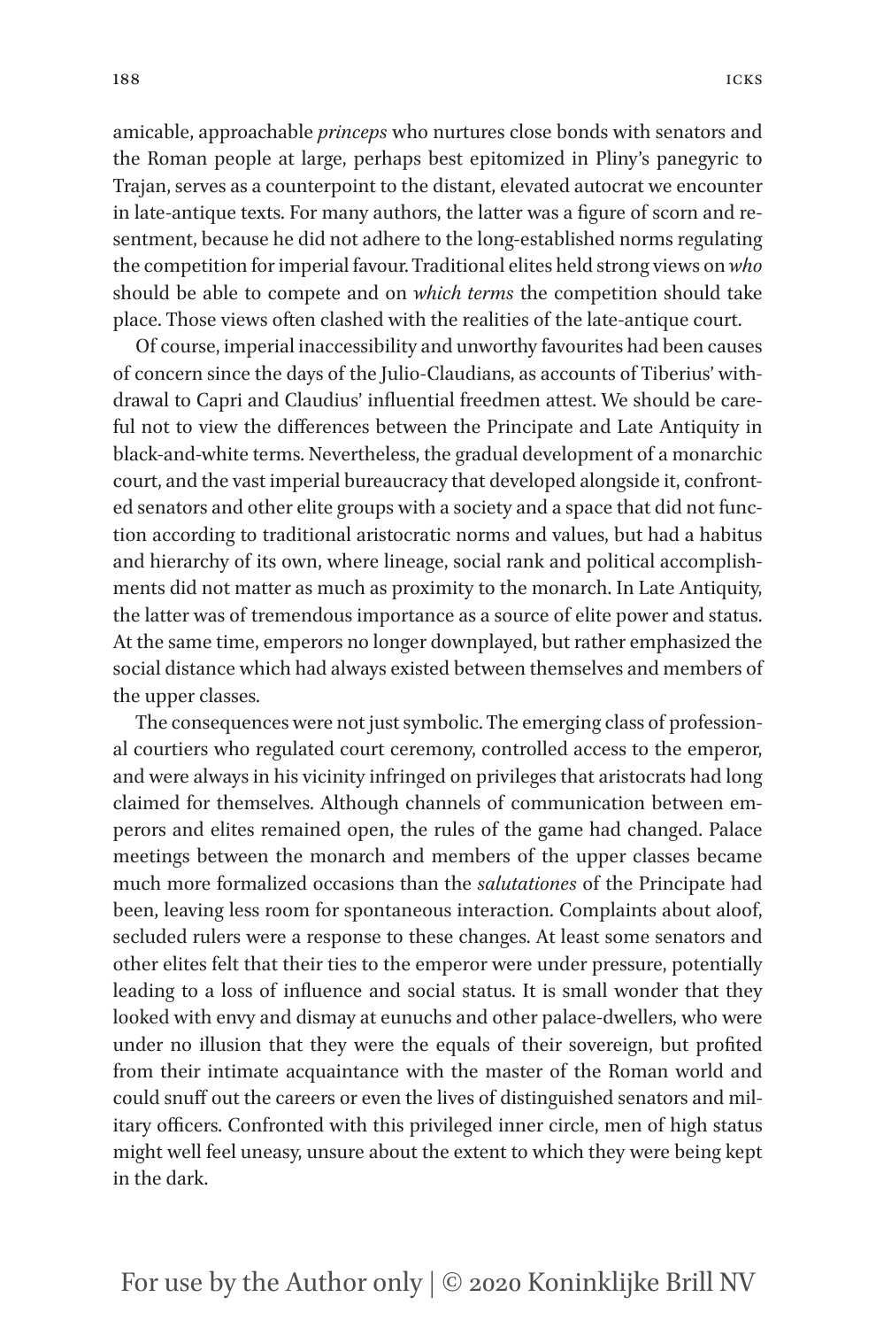amicable, approachable *princeps* who nurtures close bonds with senators and the Roman people at large, perhaps best epitomized in Pliny's panegyric to Trajan, serves as a counterpoint to the distant, elevated autocrat we encounter in late-antique texts. For many authors, the latter was a figure of scorn and resentment, because he did not adhere to the long-established norms regulating the competition for imperial favour. Traditional elites held strong views on *who* should be able to compete and on *which terms* the competition should take place. Those views often clashed with the realities of the late-antique court.

Of course, imperial inaccessibility and unworthy favourites had been causes of concern since the days of the Julio-Claudians, as accounts of Tiberius' withdrawal to Capri and Claudius' influential freedmen attest. We should be careful not to view the differences between the Principate and Late Antiquity in black-and-white terms. Nevertheless, the gradual development of a monarchic court, and the vast imperial bureaucracy that developed alongside it, confronted senators and other elite groups with a society and a space that did not function according to traditional aristocratic norms and values, but had a habitus and hierarchy of its own, where lineage, social rank and political accomplishments did not matter as much as proximity to the monarch. In Late Antiquity, the latter was of tremendous importance as a source of elite power and status. At the same time, emperors no longer downplayed, but rather emphasized the social distance which had always existed between themselves and members of the upper classes.

The consequences were not just symbolic. The emerging class of professional courtiers who regulated court ceremony, controlled access to the emperor, and were always in his vicinity infringed on privileges that aristocrats had long claimed for themselves. Although channels of communication between emperors and elites remained open, the rules of the game had changed. Palace meetings between the monarch and members of the upper classes became much more formalized occasions than the *salutationes* of the Principate had been, leaving less room for spontaneous interaction. Complaints about aloof, secluded rulers were a response to these changes. At least some senators and other elites felt that their ties to the emperor were under pressure, potentially leading to a loss of influence and social status. It is small wonder that they looked with envy and dismay at eunuchs and other palace-dwellers, who were under no illusion that they were the equals of their sovereign, but profited from their intimate acquaintance with the master of the Roman world and could snuff out the careers or even the lives of distinguished senators and military officers. Confronted with this privileged inner circle, men of high status might well feel uneasy, unsure about the extent to which they were being kept in the dark.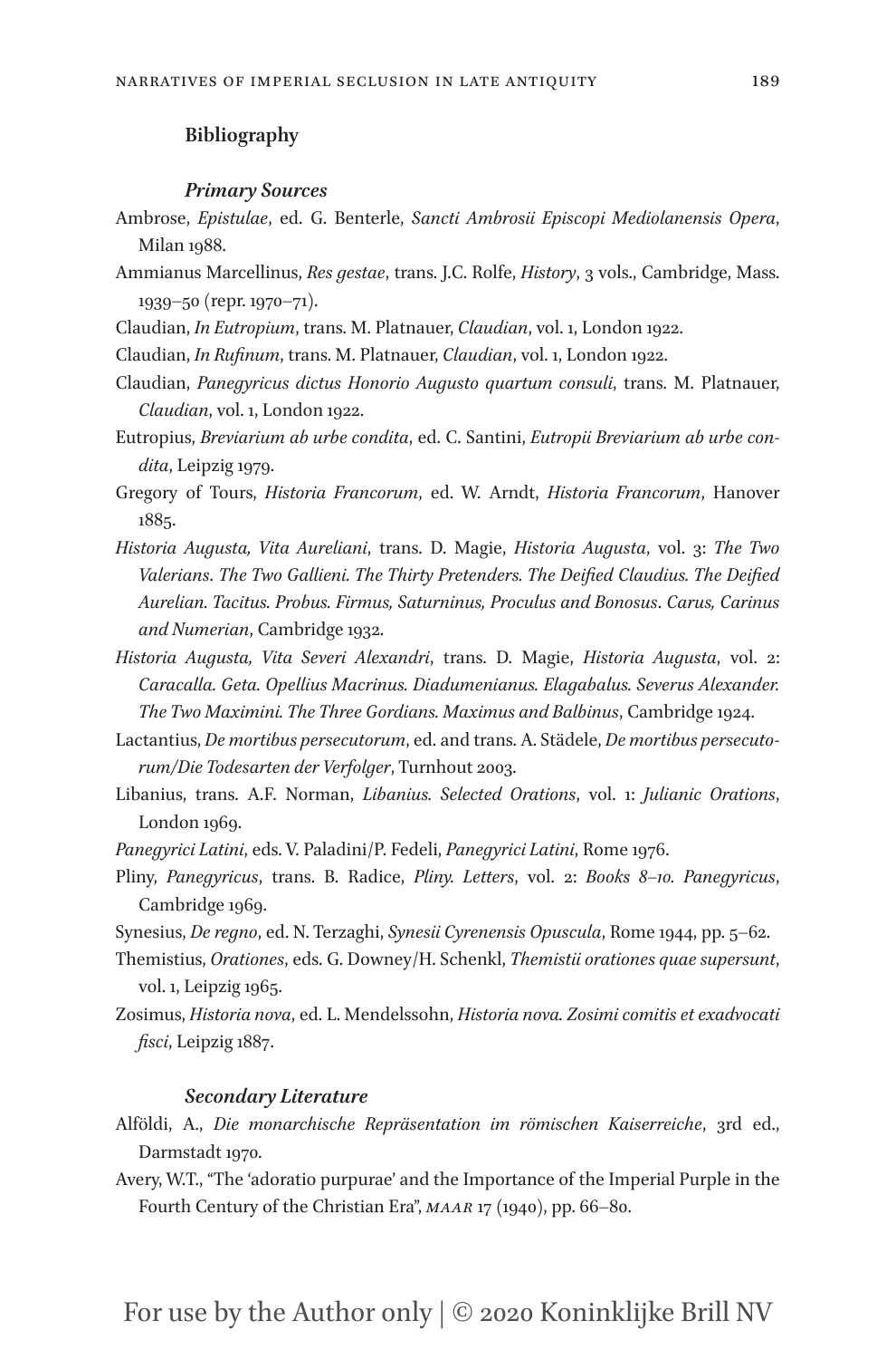## Bibliography

### *Primary Sources*

Ambrose, *Epistulae*, ed. G. Benterle, *Sancti Ambrosii Episcopi Mediolanensis Opera*, Milan 1988.

Ammianus Marcellinus, *Res gestae*, trans. J.C. Rolfe, *History*, 3 vols., Cambridge, Mass. 1939–50 (repr. 1970–71).

Claudian, *In Eutropium*, trans. M. Platnauer, *Claudian*, vol. 1, London 1922.

Claudian, *In Rufinum*, trans. M. Platnauer, *Claudian*, vol. 1, London 1922.

Claudian, *Panegyricus dictus Honorio Augusto quartum consuli*, trans. M. Platnauer, *Claudian*, vol. 1, London 1922.

Eutropius, *Breviarium ab urbe condita*, ed. C. Santini, *Eutropii Breviarium ab urbe condita*, Leipzig 1979.

Gregory of Tours, *Historia Francorum*, ed. W. Arndt, *Historia Francorum*, Hanover 1885.

*Historia Augusta, Vita Aureliani*, trans. D. Magie, *Historia Augusta*, vol. 3: *The Two Valerians. The Two Gallieni. The Thirty Pretenders. The Deified Claudius. The Deified Aurelian. Tacitus. Probus. Firmus, Saturninus, Proculus and Bonosus. Carus, Carinus and Numerian*, Cambridge 1932.

*Historia Augusta, Vita Severi Alexandri*, trans. D. Magie, *Historia Augusta*, vol. 2: *Caracalla. Geta. Opellius Macrinus. Diadumenianus. Elagabalus. Severus Alexander. The Two Maximini. The Three Gordians. Maximus and Balbinus*, Cambridge 1924.

Lactantius, *De mortibus persecutorum*, ed. and trans. A. Städele, *De mortibus persecutorum/Die Todesarten der Verfolger*, Turnhout 2003.

Libanius, trans. A.F. Norman, *Libanius. Selected Orations*, vol. 1: *Julianic Orations*, London 1969.

*Panegyrici Latini*, eds. V. Paladini/P. Fedeli, *Panegyrici Latini*, Rome 1976.

Pliny, *Panegyricus*, trans. B. Radice, *Pliny. Letters*, vol. 2: *Books 8–10. Panegyricus*, Cambridge 1969.

Synesius, *De regno*, ed. N. Terzaghi, *Synesii Cyrenensis Opuscula*, Rome 1944, pp. 5–62.

Themistius, *Orationes*, eds. G. Downey/H. Schenkl, *Themistii orationes quae supersunt*, vol. 1, Leipzig 1965.

Zosimus, *Historia nova*, ed. L. Mendelssohn, *Historia nova. Zosimi comitis et exadvocati fisci*, Leipzig 1887.

### *Secondary Literature*

Alföldi, A., *Die monarchische Repräsentation im römischen Kaiserreiche*, 3rd ed., Darmstadt 1970.

Avery, W.T., "The 'adoratio purpurae' and the Importance of the Imperial Purple in the Fourth Century of the Christian Era", *MAAR* 17 (1940), pp. 66–80.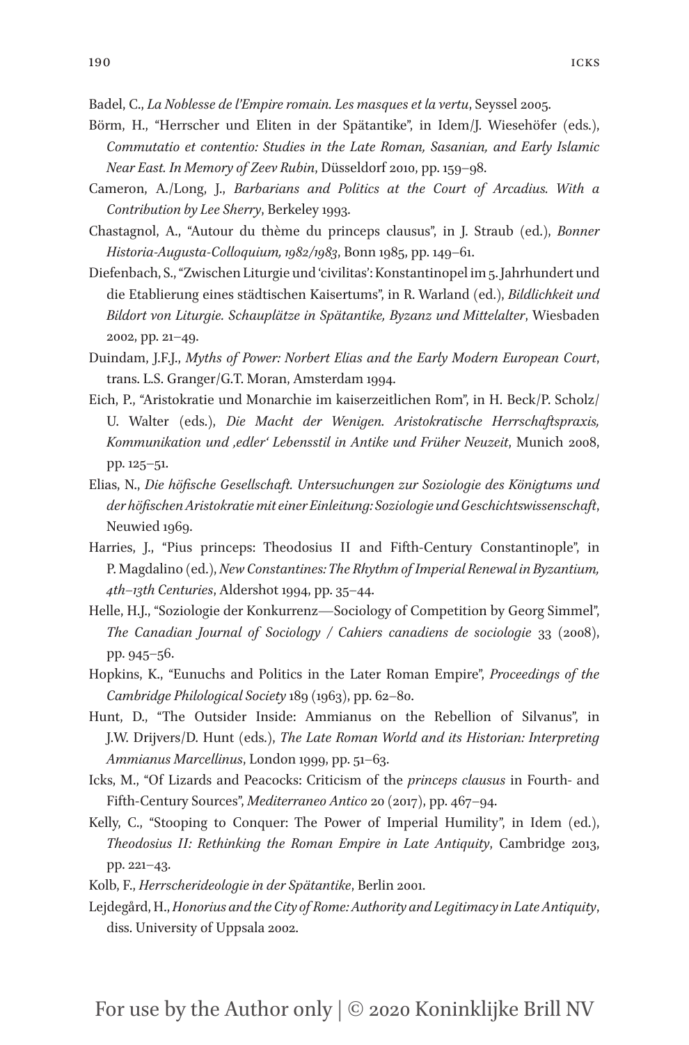Badel, C., *La Noblesse de l'Empire romain. Les masques et la vertu*, Seyssel 2005.

Börm, H., "Herrscher und Eliten in der Spätantike", in Idem/J. Wiesehöfer (eds.), *Commutatio et contentio: Studies in the Late Roman, Sasanian, and Early Islamic Near East. In Memory of Zeev Rubin*, Düsseldorf 2010, pp. 159–98.

Cameron, A./Long, J., *Barbarians and Politics at the Court of Arcadius. With a Contribution by Lee Sherry*, Berkeley 1993.

Chastagnol, A., "Autour du thème du princeps clausus", in J. Straub (ed.), *Bonner Historia-Augusta-Colloquium, 1982/1983*, Bonn 1985, pp. 149–61.

Diefenbach, S., "Zwischen Liturgie und 'civilitas': Konstantinopel im 5. Jahrhundert und die Etablierung eines städtischen Kaisertums", in R. Warland (ed.), *Bildlichkeit und Bildort von Liturgie. Schauplätze in Spätantike, Byzanz und Mittelalter*, Wiesbaden 2002, pp. 21–49.

Duindam, J.F.J., *Myths of Power: Norbert Elias and the Early Modern European Court*, trans. L.S. Granger/G.T. Moran, Amsterdam 1994.

Eich, P., "Aristokratie und Monarchie im kaiserzeitlichen Rom", in H. Beck/P. Scholz/U. Walter (eds.), *Die Macht der Wenigen. Aristokratische Herrschaftspraxis, Kommunikation und ‚edler' Lebensstil in Antike und Früher Neuzeit*, Munich 2008, pp. 125–51.

Elias, N., *Die höfische Gesellschaft. Untersuchungen zur Soziologie des Königtums und der höfischen Aristokratie mit einer Einleitung: Soziologie und Geschichtswissenschaft*, Neuwied 1969.

Harries, J., "Pius princeps: Theodosius II and Fifth-Century Constantinople", in P. Magdalino (ed.), *New Constantines: The Rhythm of Imperial Renewal in Byzantium, 4th–13th Centuries*, Aldershot 1994, pp. 35–44.

Helle, H.J., "Soziologie der Konkurrenz—Sociology of Competition by Georg Simmel", *The Canadian Journal of Sociology / Cahiers canadiens de sociologie* 33 (2008), pp. 945–56.

Hopkins, K., "Eunuchs and Politics in the Later Roman Empire", *Proceedings of the Cambridge Philological Society* 189 (1963), pp. 62–80.

Hunt, D., "The Outsider Inside: Ammianus on the Rebellion of Silvanus", in J.W. Drijvers/D. Hunt (eds.), *The Late Roman World and its Historian: Interpreting Ammianus Marcellinus*, London 1999, pp. 51–63.

Icks, M., "Of Lizards and Peacocks: Criticism of the *princeps clausus* in Fourth- and Fifth-Century Sources", *Mediterraneo Antico* 20 (2017), pp. 467–94.

Kelly, C., "Stooping to Conquer: The Power of Imperial Humility", in Idem (ed.), *Theodosius II: Rethinking the Roman Empire in Late Antiquity*, Cambridge 2013, pp. 221–43.

Kolb, F., *Herrscherideologie in der Spätantike*, Berlin 2001.

Lejdegård, H., *Honorius and the City of Rome: Authority and Legitimacy in Late Antiquity*, diss. University of Uppsala 2002.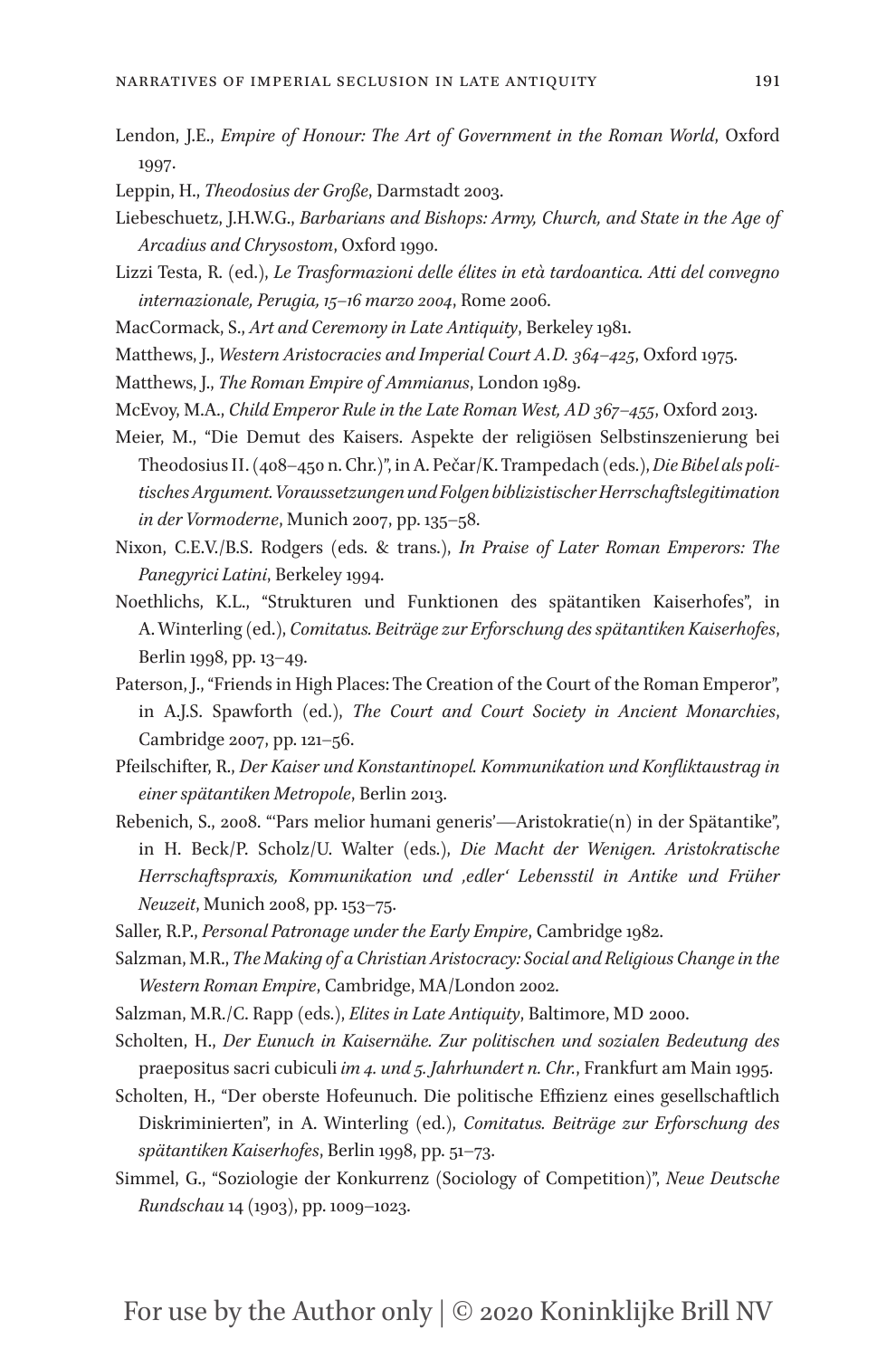Lendon, J.E., *Empire of Honour: The Art of Government in the Roman World*, Oxford 1997.

Leppin, H., *Theodosius der Große*, Darmstadt 2003.

Liebeschuetz, J.H.W.G., *Barbarians and Bishops: Army, Church, and State in the Age of Arcadius and Chrysostom*, Oxford 1990.

Lizzi Testa, R. (ed.), *Le Trasformazioni delle élites in età tardoantica. Atti del convegno internazionale, Perugia, 15–16 marzo 2004*, Rome 2006.

MacCormack, S., *Art and Ceremony in Late Antiquity*, Berkeley 1981.

Matthews, J., *Western Aristocracies and Imperial Court A.D. 364–425*, Oxford 1975.

Matthews, J., *The Roman Empire of Ammianus*, London 1989.

McEvoy, M.A., *Child Emperor Rule in the Late Roman West, AD 367–455*, Oxford 2013.

Meier, M., "Die Demut des Kaisers. Aspekte der religiösen Selbstinszenierung bei Theodosius II. (408–450 n. Chr.)", in A. Pečar/K. Trampedach (eds.), *Die Bibel als politisches Argument. Voraussetzungen und Folgen biblizistischer Herrschaftslegitimation in der Vormoderne*, Munich 2007, pp. 135–58.

Nixon, C.E.V./B.S. Rodgers (eds. & trans.), *In Praise of Later Roman Emperors: The Panegyrici Latini*, Berkeley 1994.

Noethlichs, K.L., "Strukturen und Funktionen des spätantiken Kaiserhofes", in A. Winterling (ed.), *Comitatus. Beiträge zur Erforschung des spätantiken Kaiserhofes*, Berlin 1998, pp. 13–49.

Paterson, J., "Friends in High Places: The Creation of the Court of the Roman Emperor", in A.J.S. Spawforth (ed.), *The Court and Court Society in Ancient Monarchies*, Cambridge 2007, pp. 121–56.

Pfeilschifter, R., *Der Kaiser und Konstantinopel. Kommunikation und Konfliktaustrag in einer spätantiken Metropole*, Berlin 2013.

Rebenich, S., 2008. "'Pars melior humani generis'—Aristokratie(n) in der Spätantike", in H. Beck/P. Scholz/U. Walter (eds.), *Die Macht der Wenigen. Aristokratische Herrschaftspraxis, Kommunikation und ‚edler' Lebensstil in Antike und Früher Neuzeit*, Munich 2008, pp. 153–75.

Saller, R.P., *Personal Patronage under the Early Empire*, Cambridge 1982.

Salzman, M.R., *The Making of a Christian Aristocracy: Social and Religious Change in the Western Roman Empire*, Cambridge, MA/London 2002.

Salzman, M.R./C. Rapp (eds.), *Elites in Late Antiquity*, Baltimore, MD 2000.

Scholten, H., *Der Eunuch in Kaisernähe. Zur politischen und sozialen Bedeutung des* praepositus sacri cubiculi *im 4. und 5. Jahrhundert n. Chr.*, Frankfurt am Main 1995.

Scholten, H., "Der oberste Hofeunuch. Die politische Effizienz eines gesellschaftlich Diskriminierten", in A. Winterling (ed.), *Comitatus. Beiträge zur Erforschung des spätantiken Kaiserhofes*, Berlin 1998, pp. 51–73.

Simmel, G., "Soziologie der Konkurrenz (Sociology of Competition)", *Neue Deutsche Rundschau* 14 (1903), pp. 1009–1023.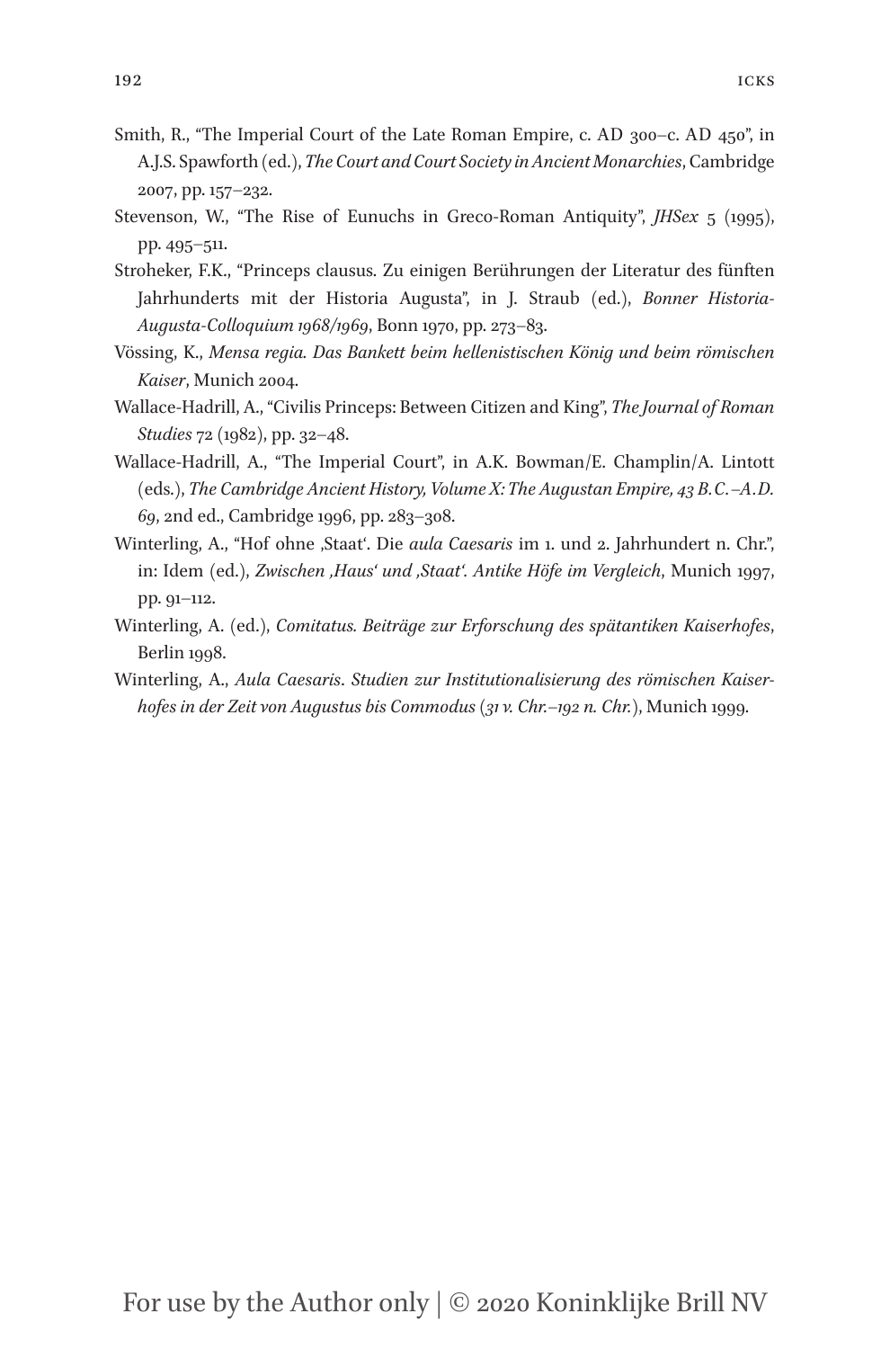Smith, R., "The Imperial Court of the Late Roman Empire, c. AD 300–c. AD 450", in A.J.S. Spawforth (ed.), *The Court and Court Society in Ancient Monarchies*, Cambridge 2007, pp. 157–232.

Stevenson, W., "The Rise of Eunuchs in Greco-Roman Antiquity", *JHSex* 5 (1995), pp. 495–511.

Stroheker, F.K., "Princeps clausus. Zu einigen Berührungen der Literatur des fünften Jahrhunderts mit der Historia Augusta", in J. Straub (ed.), *Bonner Historia-Augusta-Colloquium 1968/1969*, Bonn 1970, pp. 273–83.

Vössing, K., *Mensa regia. Das Bankett beim hellenistischen König und beim römischen Kaiser*, Munich 2004.

Wallace-Hadrill, A., "Civilis Princeps: Between Citizen and King", *The Journal of Roman Studies* 72 (1982), pp. 32–48.

Wallace-Hadrill, A., "The Imperial Court", in A.K. Bowman/E. Champlin/A. Lintott (eds.), *The Cambridge Ancient History, Volume X: The Augustan Empire, 43 B.C.–A.D. 69*, 2nd ed., Cambridge 1996, pp. 283–308.

Winterling, A., "Hof ohne ‚Staat'. Die *aula Caesaris* im 1. und 2. Jahrhundert n. Chr.", in: Idem (ed.), *Zwischen ‚Haus' und ‚Staat'. Antike Höfe im Vergleich*, Munich 1997, pp. 91–112.

Winterling, A. (ed.), *Comitatus. Beiträge zur Erforschung des spätantiken Kaiserhofes*, Berlin 1998.

Winterling, A., *Aula Caesaris. Studien zur Institutionalisierung des römischen Kaiserhofes in der Zeit von Augustus bis Commodus (31 v. Chr.–192 n. Chr.)*, Munich 1999.